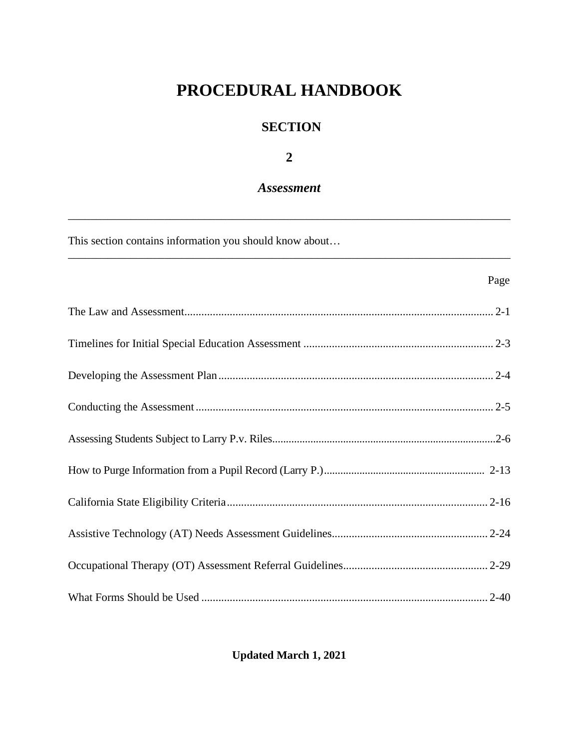# PROCEDURAL HANDBOOK

## SECTION

## 2

## *Assessment*

---

This section contains information you should know about…

---

| | Page |
|---|---|
| The Law and Assessment | 2-1 |
| Timelines for Initial Special Education Assessment | 2-3 |
| Developing the Assessment Plan | 2-4 |
| Conducting the Assessment | 2-5 |
| Assessing Students Subject to Larry P.v. Riles | 2-6 |
| How to Purge Information from a Pupil Record (Larry P.) | 2-13 |
| California State Eligibility Criteria | 2-16 |
| Assistive Technology (AT) Needs Assessment Guidelines | 2-24 |
| Occupational Therapy (OT) Assessment Referral Guidelines | 2-29 |
| What Forms Should be Used | 2-40 |

**Updated March 1, 2021**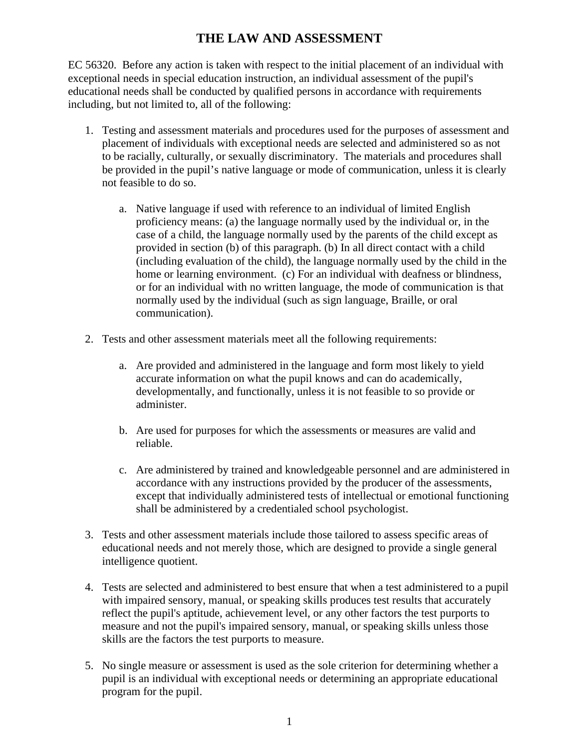# THE LAW AND ASSESSMENT

EC 56320. Before any action is taken with respect to the initial placement of an individual with exceptional needs in special education instruction, an individual assessment of the pupil's educational needs shall be conducted by qualified persons in accordance with requirements including, but not limited to, all of the following:

1. Testing and assessment materials and procedures used for the purposes of assessment and placement of individuals with exceptional needs are selected and administered so as not to be racially, culturally, or sexually discriminatory. The materials and procedures shall be provided in the pupil's native language or mode of communication, unless it is clearly not feasible to do so.

    a. Native language if used with reference to an individual of limited English proficiency means: (a) the language normally used by the individual or, in the case of a child, the language normally used by the parents of the child except as provided in section (b) of this paragraph. (b) In all direct contact with a child (including evaluation of the child), the language normally used by the child in the home or learning environment. (c) For an individual with deafness or blindness, or for an individual with no written language, the mode of communication is that normally used by the individual (such as sign language, Braille, or oral communication).

2. Tests and other assessment materials meet all the following requirements:

    a. Are provided and administered in the language and form most likely to yield accurate information on what the pupil knows and can do academically, developmentally, and functionally, unless it is not feasible to so provide or administer.

    b. Are used for purposes for which the assessments or measures are valid and reliable.

    c. Are administered by trained and knowledgeable personnel and are administered in accordance with any instructions provided by the producer of the assessments, except that individually administered tests of intellectual or emotional functioning shall be administered by a credentialed school psychologist.

3. Tests and other assessment materials include those tailored to assess specific areas of educational needs and not merely those, which are designed to provide a single general intelligence quotient.

4. Tests are selected and administered to best ensure that when a test administered to a pupil with impaired sensory, manual, or speaking skills produces test results that accurately reflect the pupil's aptitude, achievement level, or any other factors the test purports to measure and not the pupil's impaired sensory, manual, or speaking skills unless those skills are the factors the test purports to measure.

5. No single measure or assessment is used as the sole criterion for determining whether a pupil is an individual with exceptional needs or determining an appropriate educational program for the pupil.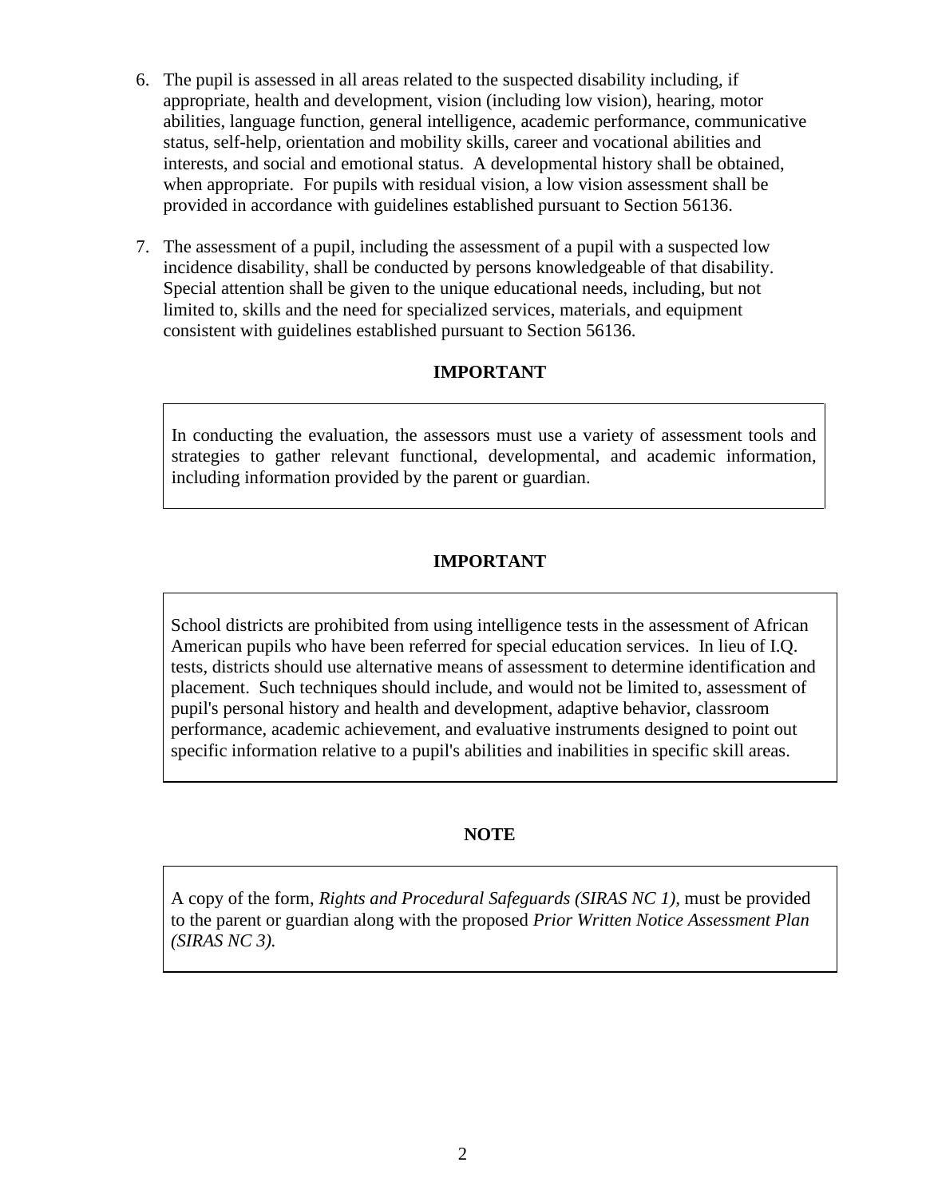6. The pupil is assessed in all areas related to the suspected disability including, if appropriate, health and development, vision (including low vision), hearing, motor abilities, language function, general intelligence, academic performance, communicative status, self-help, orientation and mobility skills, career and vocational abilities and interests, and social and emotional status. A developmental history shall be obtained, when appropriate. For pupils with residual vision, a low vision assessment shall be provided in accordance with guidelines established pursuant to Section 56136.

7. The assessment of a pupil, including the assessment of a pupil with a suspected low incidence disability, shall be conducted by persons knowledgeable of that disability. Special attention shall be given to the unique educational needs, including, but not limited to, skills and the need for specialized services, materials, and equipment consistent with guidelines established pursuant to Section 56136.

**IMPORTANT**

> In conducting the evaluation, the assessors must use a variety of assessment tools and strategies to gather relevant functional, developmental, and academic information, including information provided by the parent or guardian.

**IMPORTANT**

> School districts are prohibited from using intelligence tests in the assessment of African American pupils who have been referred for special education services. In lieu of I.Q. tests, districts should use alternative means of assessment to determine identification and placement. Such techniques should include, and would not be limited to, assessment of pupil's personal history and health and development, adaptive behavior, classroom performance, academic achievement, and evaluative instruments designed to point out specific information relative to a pupil's abilities and inabilities in specific skill areas.

**NOTE**

> A copy of the form, *Rights and Procedural Safeguards (SIRAS NC 1)*, must be provided to the parent or guardian along with the proposed *Prior Written Notice Assessment Plan (SIRAS NC 3).*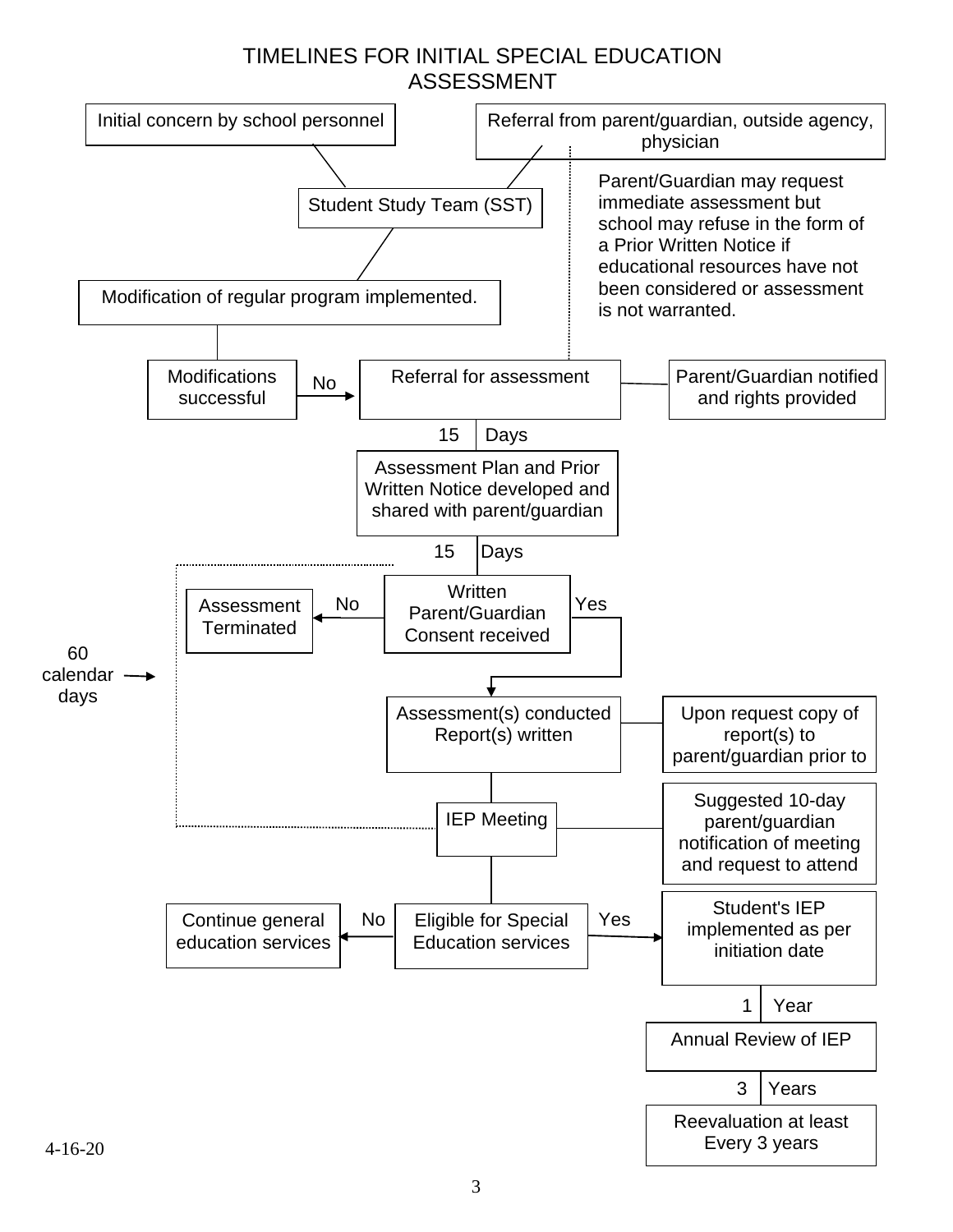# TIMELINES FOR INITIAL SPECIAL EDUCATION ASSESSMENT

Initial concern by school personnel

Referral from parent/guardian, outside agency, physician

Student Study Team (SST)

Parent/Guardian may request immediate assessment but school may refuse in the form of a Prior Written Notice if educational resources have not been considered or assessment is not warranted.

Modification of regular program implemented.

Modifications successful

No

Referral for assessment

Parent/Guardian notified and rights provided

15 Days

Assessment Plan and Prior Written Notice developed and shared with parent/guardian

15 Days

60 calendar days

Assessment Terminated

No

Written Parent/Guardian Consent received

Yes

Assessment(s) conducted Report(s) written

Upon request copy of report(s) to parent/guardian prior to

IEP Meeting

Suggested 10-day parent/guardian notification of meeting and request to attend

Continue general education services

No

Eligible for Special Education services

Yes

Student's IEP implemented as per initiation date

1 Year

Annual Review of IEP

3 Years

Reevaluation at least Every 3 years

4-16-20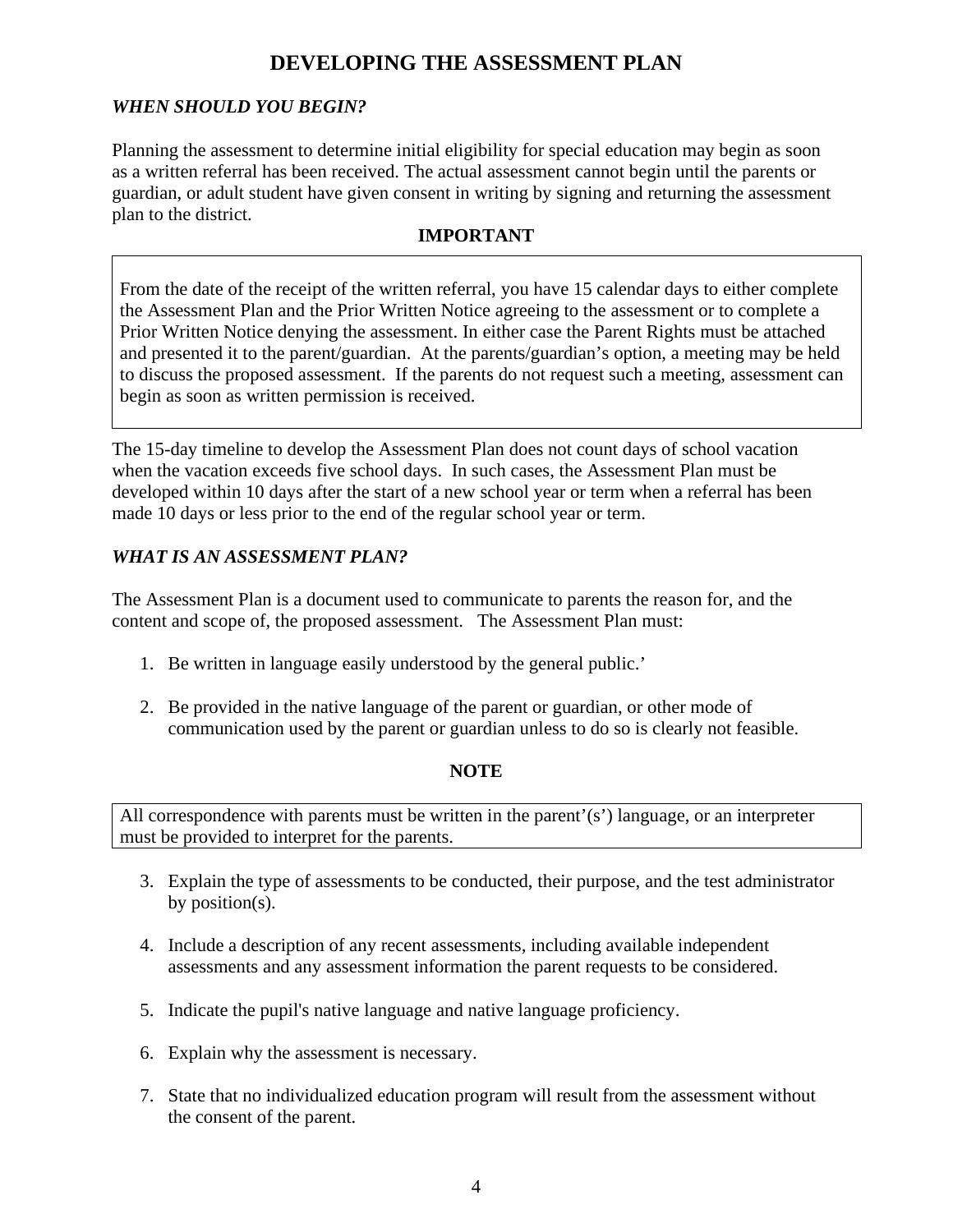# DEVELOPING THE ASSESSMENT PLAN

***WHEN SHOULD YOU BEGIN?***

Planning the assessment to determine initial eligibility for special education may begin as soon as a written referral has been received. The actual assessment cannot begin until the parents or guardian, or adult student have given consent in writing by signing and returning the assessment plan to the district.

**IMPORTANT**

From the date of the receipt of the written referral, you have 15 calendar days to either complete the Assessment Plan and the Prior Written Notice agreeing to the assessment or to complete a Prior Written Notice denying the assessment. In either case the Parent Rights must be attached and presented it to the parent/guardian. At the parents/guardian's option, a meeting may be held to discuss the proposed assessment. If the parents do not request such a meeting, assessment can begin as soon as written permission is received.

The 15-day timeline to develop the Assessment Plan does not count days of school vacation when the vacation exceeds five school days. In such cases, the Assessment Plan must be developed within 10 days after the start of a new school year or term when a referral has been made 10 days or less prior to the end of the regular school year or term.

***WHAT IS AN ASSESSMENT PLAN?***

The Assessment Plan is a document used to communicate to parents the reason for, and the content and scope of, the proposed assessment. The Assessment Plan must:

1. Be written in language easily understood by the general public.'

2. Be provided in the native language of the parent or guardian, or other mode of communication used by the parent or guardian unless to do so is clearly not feasible.

**NOTE**

All correspondence with parents must be written in the parent'(s') language, or an interpreter must be provided to interpret for the parents.

3. Explain the type of assessments to be conducted, their purpose, and the test administrator by position(s).

4. Include a description of any recent assessments, including available independent assessments and any assessment information the parent requests to be considered.

5. Indicate the pupil's native language and native language proficiency.

6. Explain why the assessment is necessary.

7. State that no individualized education program will result from the assessment without the consent of the parent.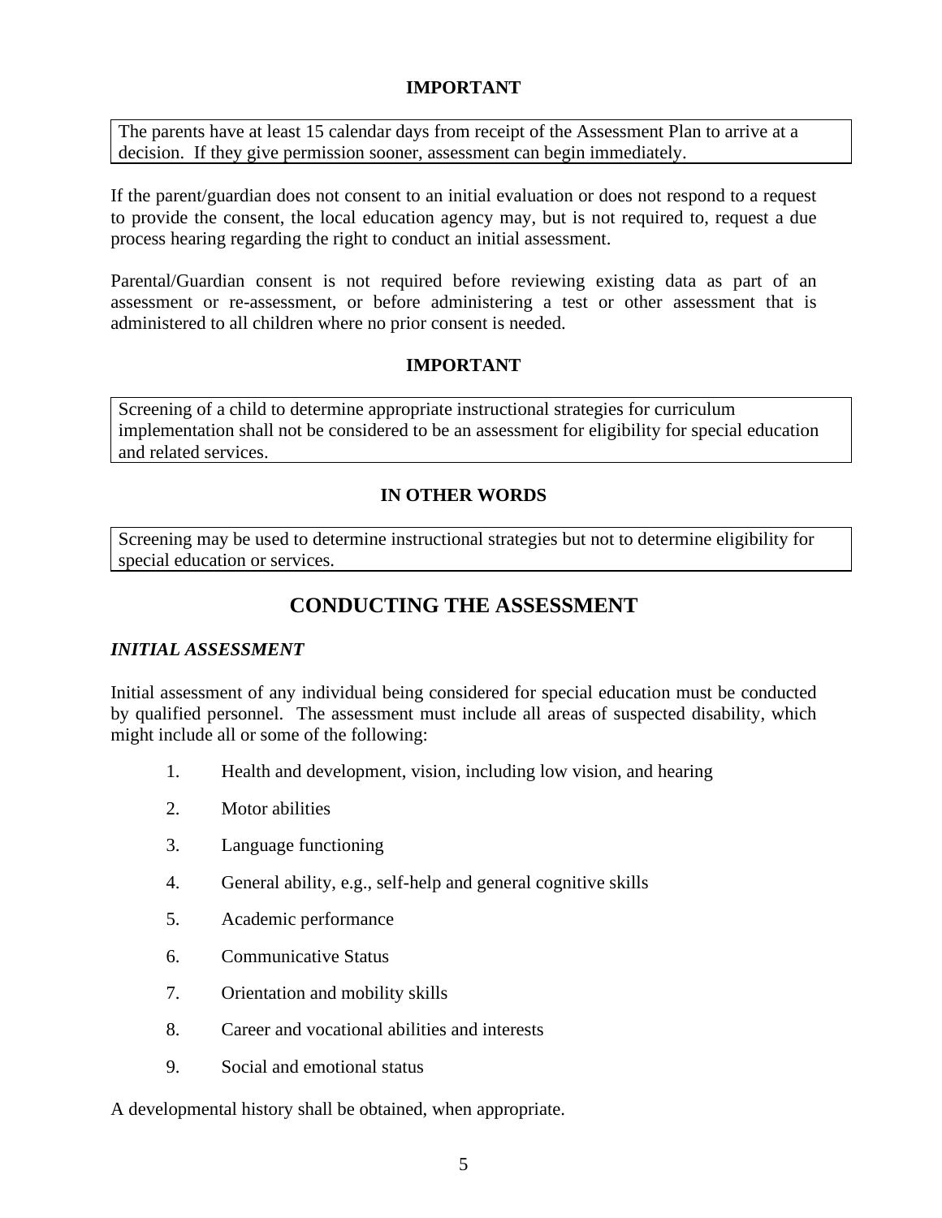**IMPORTANT**

The parents have at least 15 calendar days from receipt of the Assessment Plan to arrive at a decision. If they give permission sooner, assessment can begin immediately.

If the parent/guardian does not consent to an initial evaluation or does not respond to a request to provide the consent, the local education agency may, but is not required to, request a due process hearing regarding the right to conduct an initial assessment.

Parental/Guardian consent is not required before reviewing existing data as part of an assessment or re-assessment, or before administering a test or other assessment that is administered to all children where no prior consent is needed.

**IMPORTANT**

Screening of a child to determine appropriate instructional strategies for curriculum implementation shall not be considered to be an assessment for eligibility for special education and related services.

**IN OTHER WORDS**

Screening may be used to determine instructional strategies but not to determine eligibility for special education or services.

## CONDUCTING THE ASSESSMENT

### *INITIAL ASSESSMENT*

Initial assessment of any individual being considered for special education must be conducted by qualified personnel. The assessment must include all areas of suspected disability, which might include all or some of the following:

1. Health and development, vision, including low vision, and hearing
2. Motor abilities
3. Language functioning
4. General ability, e.g., self-help and general cognitive skills
5. Academic performance
6. Communicative Status
7. Orientation and mobility skills
8. Career and vocational abilities and interests
9. Social and emotional status

A developmental history shall be obtained, when appropriate.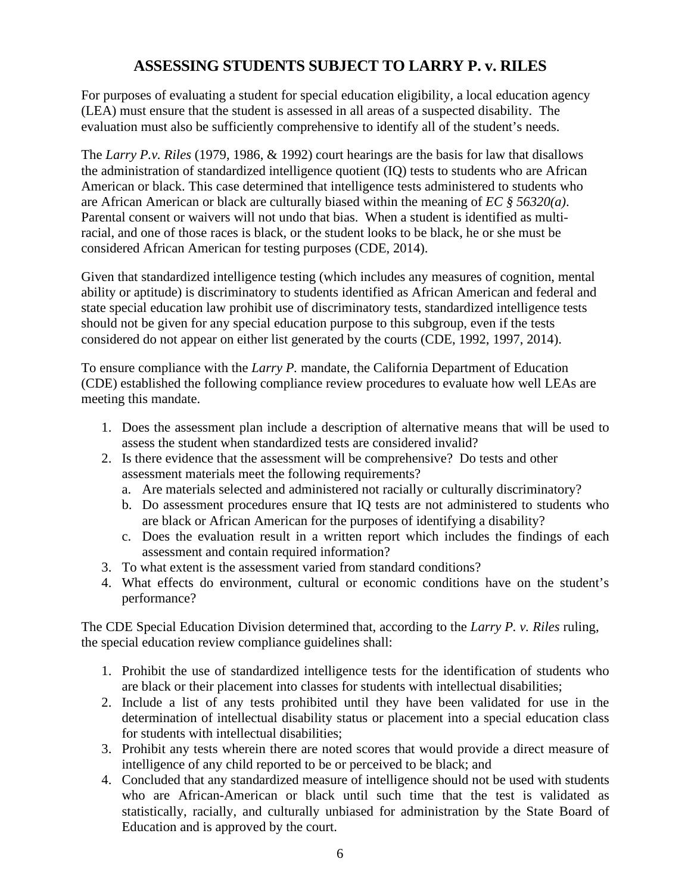## ASSESSING STUDENTS SUBJECT TO LARRY P. v. RILES

For purposes of evaluating a student for special education eligibility, a local education agency (LEA) must ensure that the student is assessed in all areas of a suspected disability. The evaluation must also be sufficiently comprehensive to identify all of the student's needs.

The *Larry P.v. Riles* (1979, 1986, & 1992) court hearings are the basis for law that disallows the administration of standardized intelligence quotient (IQ) tests to students who are African American or black. This case determined that intelligence tests administered to students who are African American or black are culturally biased within the meaning of *EC § 56320(a)*. Parental consent or waivers will not undo that bias. When a student is identified as multi-racial, and one of those races is black, or the student looks to be black, he or she must be considered African American for testing purposes (CDE, 2014).

Given that standardized intelligence testing (which includes any measures of cognition, mental ability or aptitude) is discriminatory to students identified as African American and federal and state special education law prohibit use of discriminatory tests, standardized intelligence tests should not be given for any special education purpose to this subgroup, even if the tests considered do not appear on either list generated by the courts (CDE, 1992, 1997, 2014).

To ensure compliance with the *Larry P.* mandate, the California Department of Education (CDE) established the following compliance review procedures to evaluate how well LEAs are meeting this mandate.

1. Does the assessment plan include a description of alternative means that will be used to assess the student when standardized tests are considered invalid?
2. Is there evidence that the assessment will be comprehensive? Do tests and other assessment materials meet the following requirements?
   a. Are materials selected and administered not racially or culturally discriminatory?
   b. Do assessment procedures ensure that IQ tests are not administered to students who are black or African American for the purposes of identifying a disability?
   c. Does the evaluation result in a written report which includes the findings of each assessment and contain required information?
3. To what extent is the assessment varied from standard conditions?
4. What effects do environment, cultural or economic conditions have on the student's performance?

The CDE Special Education Division determined that, according to the *Larry P. v. Riles* ruling, the special education review compliance guidelines shall:

1. Prohibit the use of standardized intelligence tests for the identification of students who are black or their placement into classes for students with intellectual disabilities;
2. Include a list of any tests prohibited until they have been validated for use in the determination of intellectual disability status or placement into a special education class for students with intellectual disabilities;
3. Prohibit any tests wherein there are noted scores that would provide a direct measure of intelligence of any child reported to be or perceived to be black; and
4. Concluded that any standardized measure of intelligence should not be used with students who are African-American or black until such time that the test is validated as statistically, racially, and culturally unbiased for administration by the State Board of Education and is approved by the court.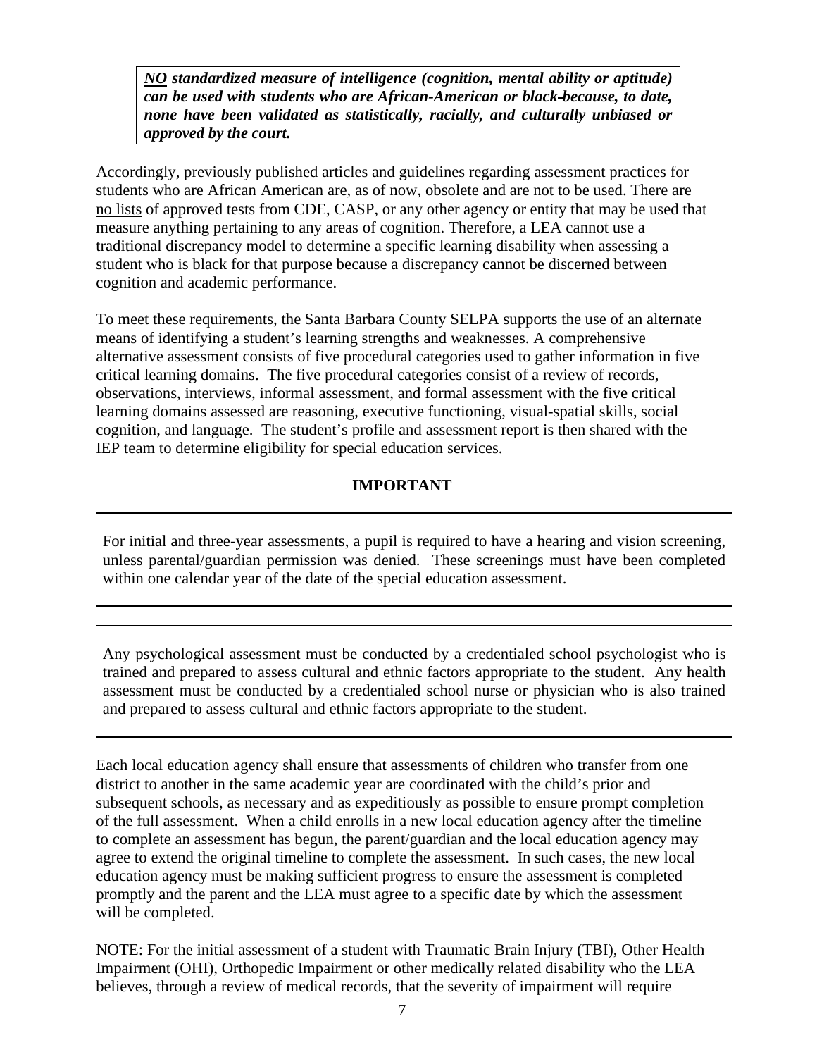***<u>NO</u> standardized measure of intelligence (cognition, mental ability or aptitude) can be used with students who are African-American or black-because, to date, none have been validated as statistically, racially, and culturally unbiased or approved by the court.***

Accordingly, previously published articles and guidelines regarding assessment practices for students who are African American are, as of now, obsolete and are not to be used. There are <u>no lists</u> of approved tests from CDE, CASP, or any other agency or entity that may be used that measure anything pertaining to any areas of cognition. Therefore, a LEA cannot use a traditional discrepancy model to determine a specific learning disability when assessing a student who is black for that purpose because a discrepancy cannot be discerned between cognition and academic performance.

To meet these requirements, the Santa Barbara County SELPA supports the use of an alternate means of identifying a student's learning strengths and weaknesses. A comprehensive alternative assessment consists of five procedural categories used to gather information in five critical learning domains. The five procedural categories consist of a review of records, observations, interviews, informal assessment, and formal assessment with the five critical learning domains assessed are reasoning, executive functioning, visual-spatial skills, social cognition, and language. The student's profile and assessment report is then shared with the IEP team to determine eligibility for special education services.

**IMPORTANT**

For initial and three-year assessments, a pupil is required to have a hearing and vision screening, unless parental/guardian permission was denied. These screenings must have been completed within one calendar year of the date of the special education assessment.

Any psychological assessment must be conducted by a credentialed school psychologist who is trained and prepared to assess cultural and ethnic factors appropriate to the student. Any health assessment must be conducted by a credentialed school nurse or physician who is also trained and prepared to assess cultural and ethnic factors appropriate to the student.

Each local education agency shall ensure that assessments of children who transfer from one district to another in the same academic year are coordinated with the child's prior and subsequent schools, as necessary and as expeditiously as possible to ensure prompt completion of the full assessment. When a child enrolls in a new local education agency after the timeline to complete an assessment has begun, the parent/guardian and the local education agency may agree to extend the original timeline to complete the assessment. In such cases, the new local education agency must be making sufficient progress to ensure the assessment is completed promptly and the parent and the LEA must agree to a specific date by which the assessment will be completed.

NOTE: For the initial assessment of a student with Traumatic Brain Injury (TBI), Other Health Impairment (OHI), Orthopedic Impairment or other medically related disability who the LEA believes, through a review of medical records, that the severity of impairment will require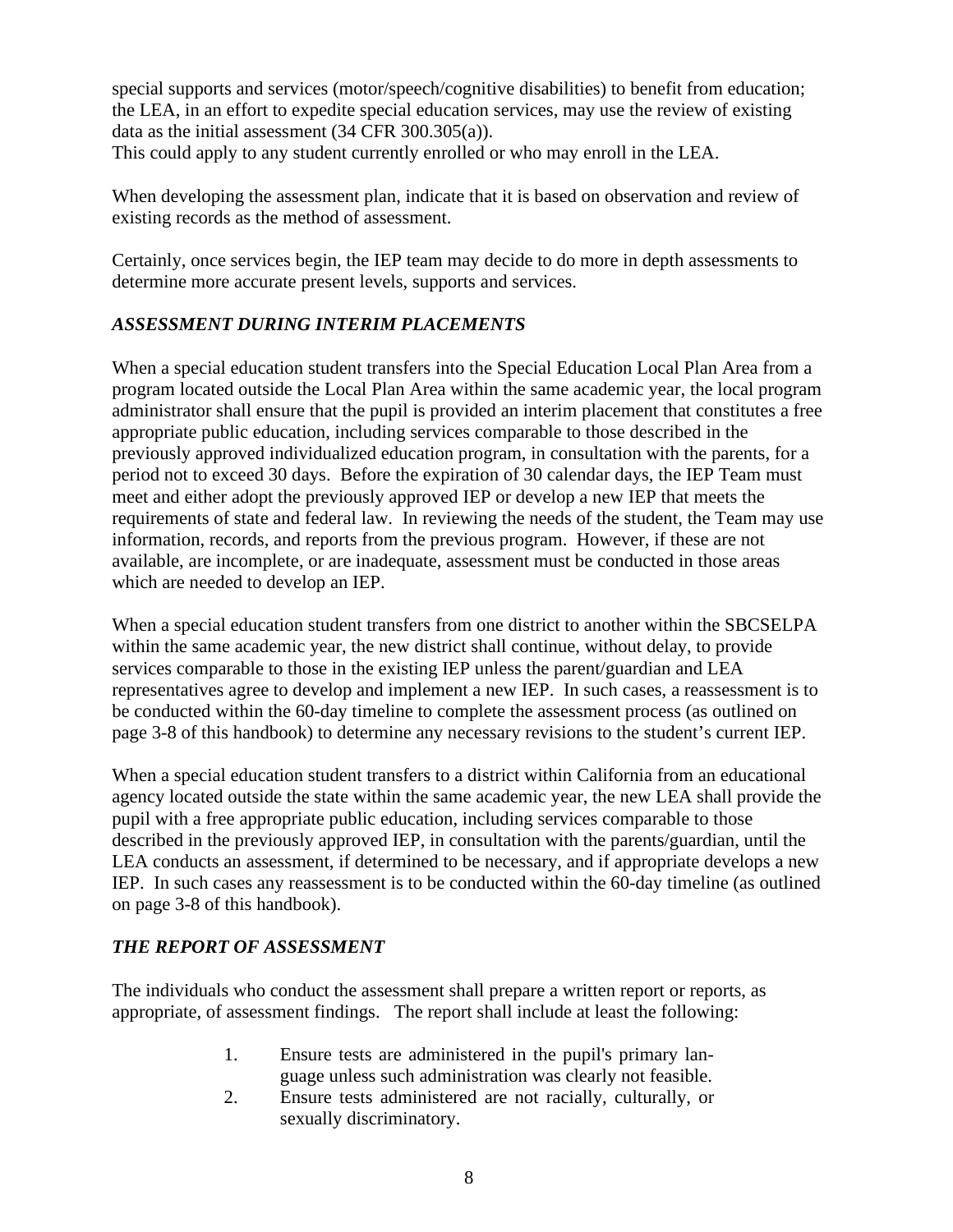special supports and services (motor/speech/cognitive disabilities) to benefit from education; the LEA, in an effort to expedite special education services, may use the review of existing data as the initial assessment (34 CFR 300.305(a)).
This could apply to any student currently enrolled or who may enroll in the LEA.

When developing the assessment plan, indicate that it is based on observation and review of existing records as the method of assessment.

Certainly, once services begin, the IEP team may decide to do more in depth assessments to determine more accurate present levels, supports and services.

### *ASSESSMENT DURING INTERIM PLACEMENTS*

When a special education student transfers into the Special Education Local Plan Area from a program located outside the Local Plan Area within the same academic year, the local program administrator shall ensure that the pupil is provided an interim placement that constitutes a free appropriate public education, including services comparable to those described in the previously approved individualized education program, in consultation with the parents, for a period not to exceed 30 days. Before the expiration of 30 calendar days, the IEP Team must meet and either adopt the previously approved IEP or develop a new IEP that meets the requirements of state and federal law. In reviewing the needs of the student, the Team may use information, records, and reports from the previous program. However, if these are not available, are incomplete, or are inadequate, assessment must be conducted in those areas which are needed to develop an IEP.

When a special education student transfers from one district to another within the SBCSELPA within the same academic year, the new district shall continue, without delay, to provide services comparable to those in the existing IEP unless the parent/guardian and LEA representatives agree to develop and implement a new IEP. In such cases, a reassessment is to be conducted within the 60-day timeline to complete the assessment process (as outlined on page 3-8 of this handbook) to determine any necessary revisions to the student's current IEP.

When a special education student transfers to a district within California from an educational agency located outside the state within the same academic year, the new LEA shall provide the pupil with a free appropriate public education, including services comparable to those described in the previously approved IEP, in consultation with the parents/guardian, until the LEA conducts an assessment, if determined to be necessary, and if appropriate develops a new IEP. In such cases any reassessment is to be conducted within the 60-day timeline (as outlined on page 3-8 of this handbook).

### *THE REPORT OF ASSESSMENT*

The individuals who conduct the assessment shall prepare a written report or reports, as appropriate, of assessment findings. The report shall include at least the following:

1. Ensure tests are administered in the pupil's primary language unless such administration was clearly not feasible.
2. Ensure tests administered are not racially, culturally, or sexually discriminatory.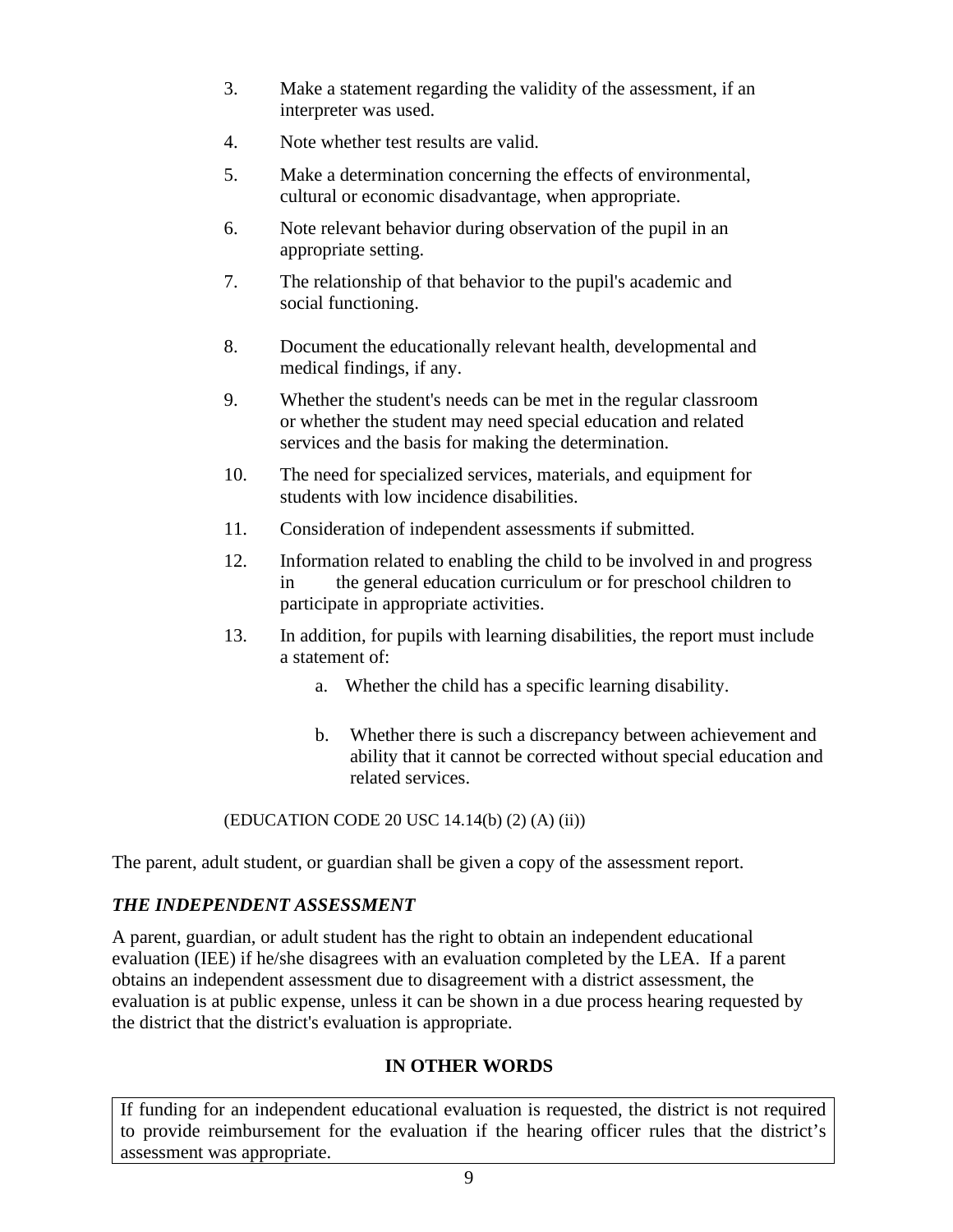3. Make a statement regarding the validity of the assessment, if an interpreter was used.

4. Note whether test results are valid.

5. Make a determination concerning the effects of environmental, cultural or economic disadvantage, when appropriate.

6. Note relevant behavior during observation of the pupil in an appropriate setting.

7. The relationship of that behavior to the pupil's academic and social functioning.

8. Document the educationally relevant health, developmental and medical findings, if any.

9. Whether the student's needs can be met in the regular classroom or whether the student may need special education and related services and the basis for making the determination.

10. The need for specialized services, materials, and equipment for students with low incidence disabilities.

11. Consideration of independent assessments if submitted.

12. Information related to enabling the child to be involved in and progress in the general education curriculum or for preschool children to participate in appropriate activities.

13. In addition, for pupils with learning disabilities, the report must include a statement of:

    a. Whether the child has a specific learning disability.

    b. Whether there is such a discrepancy between achievement and ability that it cannot be corrected without special education and related services.

(EDUCATION CODE 20 USC 14.14(b) (2) (A) (ii))

The parent, adult student, or guardian shall be given a copy of the assessment report.

### *THE INDEPENDENT ASSESSMENT*

A parent, guardian, or adult student has the right to obtain an independent educational evaluation (IEE) if he/she disagrees with an evaluation completed by the LEA. If a parent obtains an independent assessment due to disagreement with a district assessment, the evaluation is at public expense, unless it can be shown in a due process hearing requested by the district that the district's evaluation is appropriate.

### IN OTHER WORDS

If funding for an independent educational evaluation is requested, the district is not required to provide reimbursement for the evaluation if the hearing officer rules that the district's assessment was appropriate.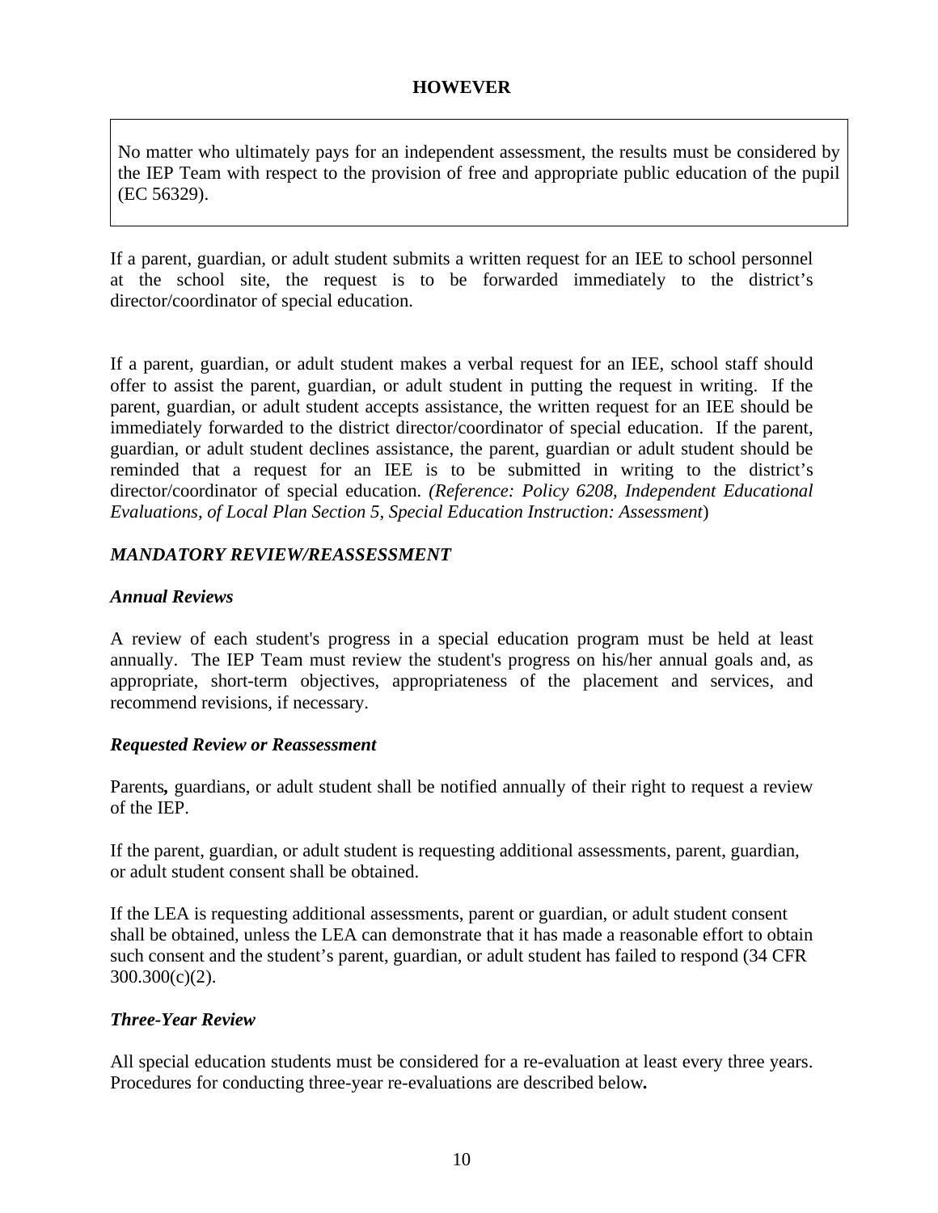**HOWEVER**

No matter who ultimately pays for an independent assessment, the results must be considered by the IEP Team with respect to the provision of free and appropriate public education of the pupil (EC 56329).

If a parent, guardian, or adult student submits a written request for an IEE to school personnel at the school site, the request is to be forwarded immediately to the district's director/coordinator of special education.

If a parent, guardian, or adult student makes a verbal request for an IEE, school staff should offer to assist the parent, guardian, or adult student in putting the request in writing. If the parent, guardian, or adult student accepts assistance, the written request for an IEE should be immediately forwarded to the district director/coordinator of special education. If the parent, guardian, or adult student declines assistance, the parent, guardian or adult student should be reminded that a request for an IEE is to be submitted in writing to the district's director/coordinator of special education. *(Reference: Policy 6208, Independent Educational Evaluations, of Local Plan Section 5, Special Education Instruction: Assessment*)

***MANDATORY REVIEW/REASSESSMENT***

***Annual Reviews***

A review of each student's progress in a special education program must be held at least annually. The IEP Team must review the student's progress on his/her annual goals and, as appropriate, short-term objectives, appropriateness of the placement and services, and recommend revisions, if necessary.

***Requested Review or Reassessment***

Parents**,** guardians, or adult student shall be notified annually of their right to request a review of the IEP.

If the parent, guardian, or adult student is requesting additional assessments, parent, guardian, or adult student consent shall be obtained.

If the LEA is requesting additional assessments, parent or guardian, or adult student consent shall be obtained, unless the LEA can demonstrate that it has made a reasonable effort to obtain such consent and the student's parent, guardian, or adult student has failed to respond (34 CFR 300.300(c)(2).

***Three-Year Review***

All special education students must be considered for a re-evaluation at least every three years. Procedures for conducting three-year re-evaluations are described below**.**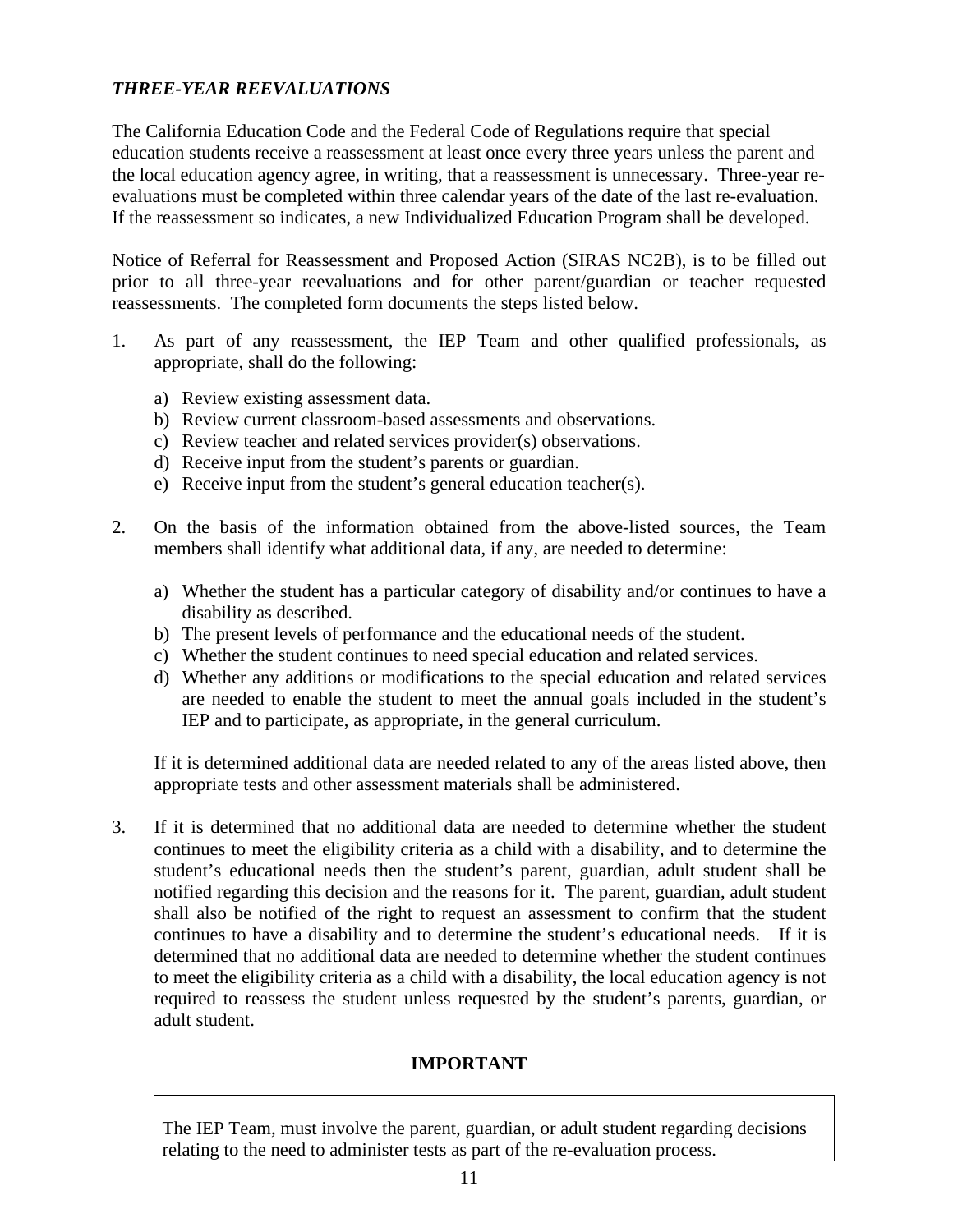### *THREE-YEAR REEVALUATIONS*

The California Education Code and the Federal Code of Regulations require that special education students receive a reassessment at least once every three years unless the parent and the local education agency agree, in writing, that a reassessment is unnecessary. Three-year re-evaluations must be completed within three calendar years of the date of the last re-evaluation. If the reassessment so indicates, a new Individualized Education Program shall be developed.

Notice of Referral for Reassessment and Proposed Action (SIRAS NC2B), is to be filled out prior to all three-year reevaluations and for other parent/guardian or teacher requested reassessments. The completed form documents the steps listed below.

1. As part of any reassessment, the IEP Team and other qualified professionals, as appropriate, shall do the following:

   a) Review existing assessment data.
   b) Review current classroom-based assessments and observations.
   c) Review teacher and related services provider(s) observations.
   d) Receive input from the student's parents or guardian.
   e) Receive input from the student's general education teacher(s).

2. On the basis of the information obtained from the above-listed sources, the Team members shall identify what additional data, if any, are needed to determine:

   a) Whether the student has a particular category of disability and/or continues to have a disability as described.
   b) The present levels of performance and the educational needs of the student.
   c) Whether the student continues to need special education and related services.
   d) Whether any additions or modifications to the special education and related services are needed to enable the student to meet the annual goals included in the student's IEP and to participate, as appropriate, in the general curriculum.

   If it is determined additional data are needed related to any of the areas listed above, then appropriate tests and other assessment materials shall be administered.

3. If it is determined that no additional data are needed to determine whether the student continues to meet the eligibility criteria as a child with a disability, and to determine the student's educational needs then the student's parent, guardian, adult student shall be notified regarding this decision and the reasons for it. The parent, guardian, adult student shall also be notified of the right to request an assessment to confirm that the student continues to have a disability and to determine the student's educational needs. If it is determined that no additional data are needed to determine whether the student continues to meet the eligibility criteria as a child with a disability, the local education agency is not required to reassess the student unless requested by the student's parents, guardian, or adult student.

**IMPORTANT**

The IEP Team, must involve the parent, guardian, or adult student regarding decisions relating to the need to administer tests as part of the re-evaluation process.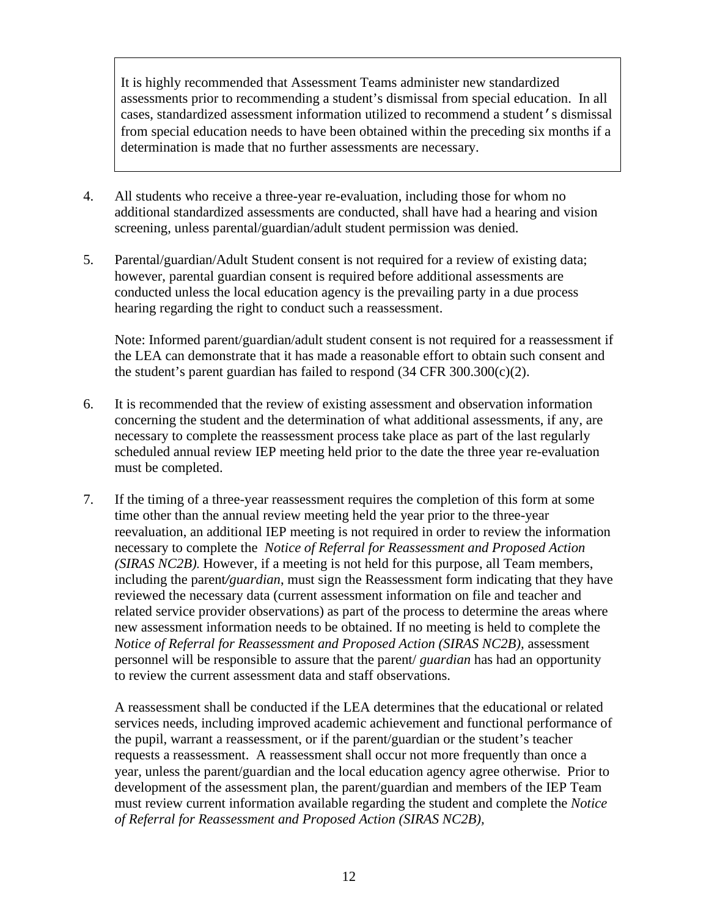> It is highly recommended that Assessment Teams administer new standardized assessments prior to recommending a student's dismissal from special education. In all cases, standardized assessment information utilized to recommend a student's dismissal from special education needs to have been obtained within the preceding six months if a determination is made that no further assessments are necessary.

4. All students who receive a three-year re-evaluation, including those for whom no additional standardized assessments are conducted, shall have had a hearing and vision screening, unless parental/guardian/adult student permission was denied.

5. Parental/guardian/Adult Student consent is not required for a review of existing data; however, parental guardian consent is required before additional assessments are conducted unless the local education agency is the prevailing party in a due process hearing regarding the right to conduct such a reassessment.

   Note: Informed parent/guardian/adult student consent is not required for a reassessment if the LEA can demonstrate that it has made a reasonable effort to obtain such consent and the student's parent guardian has failed to respond (34 CFR 300.300(c)(2).

6. It is recommended that the review of existing assessment and observation information concerning the student and the determination of what additional assessments, if any, are necessary to complete the reassessment process take place as part of the last regularly scheduled annual review IEP meeting held prior to the date the three year re-evaluation must be completed.

7. If the timing of a three-year reassessment requires the completion of this form at some time other than the annual review meeting held the year prior to the three-year reevaluation, an additional IEP meeting is not required in order to review the information necessary to complete the *Notice of Referral for Reassessment and Proposed Action (SIRAS NC2B).* However, if a meeting is not held for this purpose, all Team members, including the paren*t/guardian*, must sign the Reassessment form indicating that they have reviewed the necessary data (current assessment information on file and teacher and related service provider observations) as part of the process to determine the areas where new assessment information needs to be obtained. If no meeting is held to complete the *Notice of Referral for Reassessment and Proposed Action (SIRAS NC2B),* assessment personnel will be responsible to assure that the parent/ *guardian* has had an opportunity to review the current assessment data and staff observations.

   A reassessment shall be conducted if the LEA determines that the educational or related services needs, including improved academic achievement and functional performance of the pupil, warrant a reassessment, or if the parent/guardian or the student's teacher requests a reassessment. A reassessment shall occur not more frequently than once a year, unless the parent/guardian and the local education agency agree otherwise. Prior to development of the assessment plan, the parent/guardian and members of the IEP Team must review current information available regarding the student and complete the *Notice of Referral for Reassessment and Proposed Action (SIRAS NC2B),*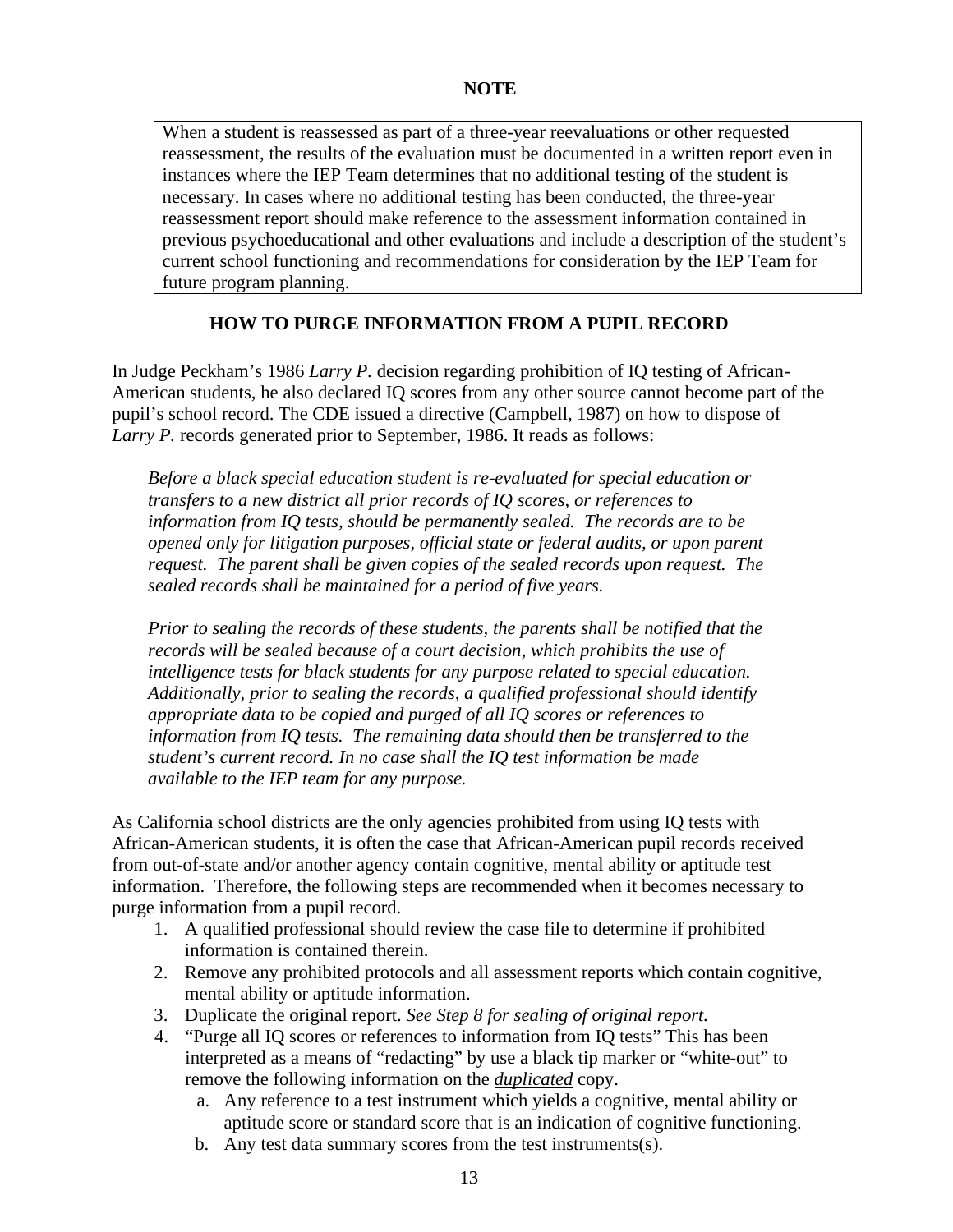**NOTE**

> When a student is reassessed as part of a three-year reevaluations or other requested reassessment, the results of the evaluation must be documented in a written report even in instances where the IEP Team determines that no additional testing of the student is necessary. In cases where no additional testing has been conducted, the three-year reassessment report should make reference to the assessment information contained in previous psychoeducational and other evaluations and include a description of the student's current school functioning and recommendations for consideration by the IEP Team for future program planning.

## HOW TO PURGE INFORMATION FROM A PUPIL RECORD

In Judge Peckham's 1986 *Larry P.* decision regarding prohibition of IQ testing of African-American students, he also declared IQ scores from any other source cannot become part of the pupil's school record. The CDE issued a directive (Campbell, 1987) on how to dispose of *Larry P.* records generated prior to September, 1986. It reads as follows:

> *Before a black special education student is re-evaluated for special education or transfers to a new district all prior records of IQ scores, or references to information from IQ tests, should be permanently sealed. The records are to be opened only for litigation purposes, official state or federal audits, or upon parent request. The parent shall be given copies of the sealed records upon request. The sealed records shall be maintained for a period of five years.*
>
> *Prior to sealing the records of these students, the parents shall be notified that the records will be sealed because of a court decision, which prohibits the use of intelligence tests for black students for any purpose related to special education. Additionally, prior to sealing the records, a qualified professional should identify appropriate data to be copied and purged of all IQ scores or references to information from IQ tests. The remaining data should then be transferred to the student's current record. In no case shall the IQ test information be made available to the IEP team for any purpose.*

As California school districts are the only agencies prohibited from using IQ tests with African-American students, it is often the case that African-American pupil records received from out-of-state and/or another agency contain cognitive, mental ability or aptitude test information. Therefore, the following steps are recommended when it becomes necessary to purge information from a pupil record.

1. A qualified professional should review the case file to determine if prohibited information is contained therein.
2. Remove any prohibited protocols and all assessment reports which contain cognitive, mental ability or aptitude information.
3. Duplicate the original report. *See Step 8 for sealing of original report.*
4. "Purge all IQ scores or references to information from IQ tests" This has been interpreted as a means of "redacting" by use a black tip marker or "white-out" to remove the following information on the ***duplicated*** copy.
   a. Any reference to a test instrument which yields a cognitive, mental ability or aptitude score or standard score that is an indication of cognitive functioning.
   b. Any test data summary scores from the test instruments(s).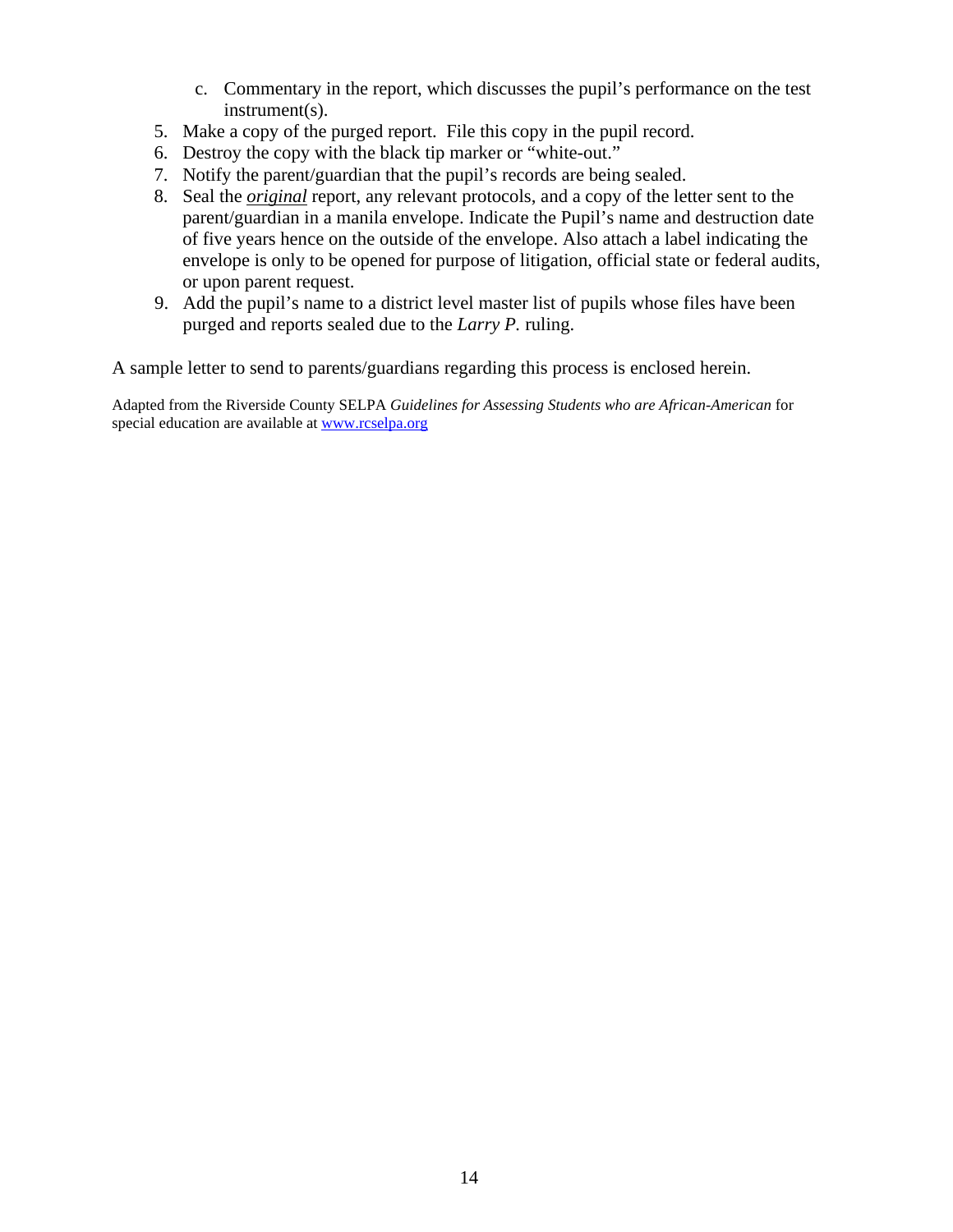c. Commentary in the report, which discusses the pupil's performance on the test instrument(s).

5. Make a copy of the purged report. File this copy in the pupil record.
6. Destroy the copy with the black tip marker or "white-out."
7. Notify the parent/guardian that the pupil's records are being sealed.
8. Seal the ***original*** report, any relevant protocols, and a copy of the letter sent to the parent/guardian in a manila envelope. Indicate the Pupil's name and destruction date of five years hence on the outside of the envelope. Also attach a label indicating the envelope is only to be opened for purpose of litigation, official state or federal audits, or upon parent request.
9. Add the pupil's name to a district level master list of pupils whose files have been purged and reports sealed due to the *Larry P.* ruling.

A sample letter to send to parents/guardians regarding this process is enclosed herein.

Adapted from the Riverside County SELPA *Guidelines for Assessing Students who are African-American* for special education are available at [www.rcselpa.org](http://www.rcselpa.org)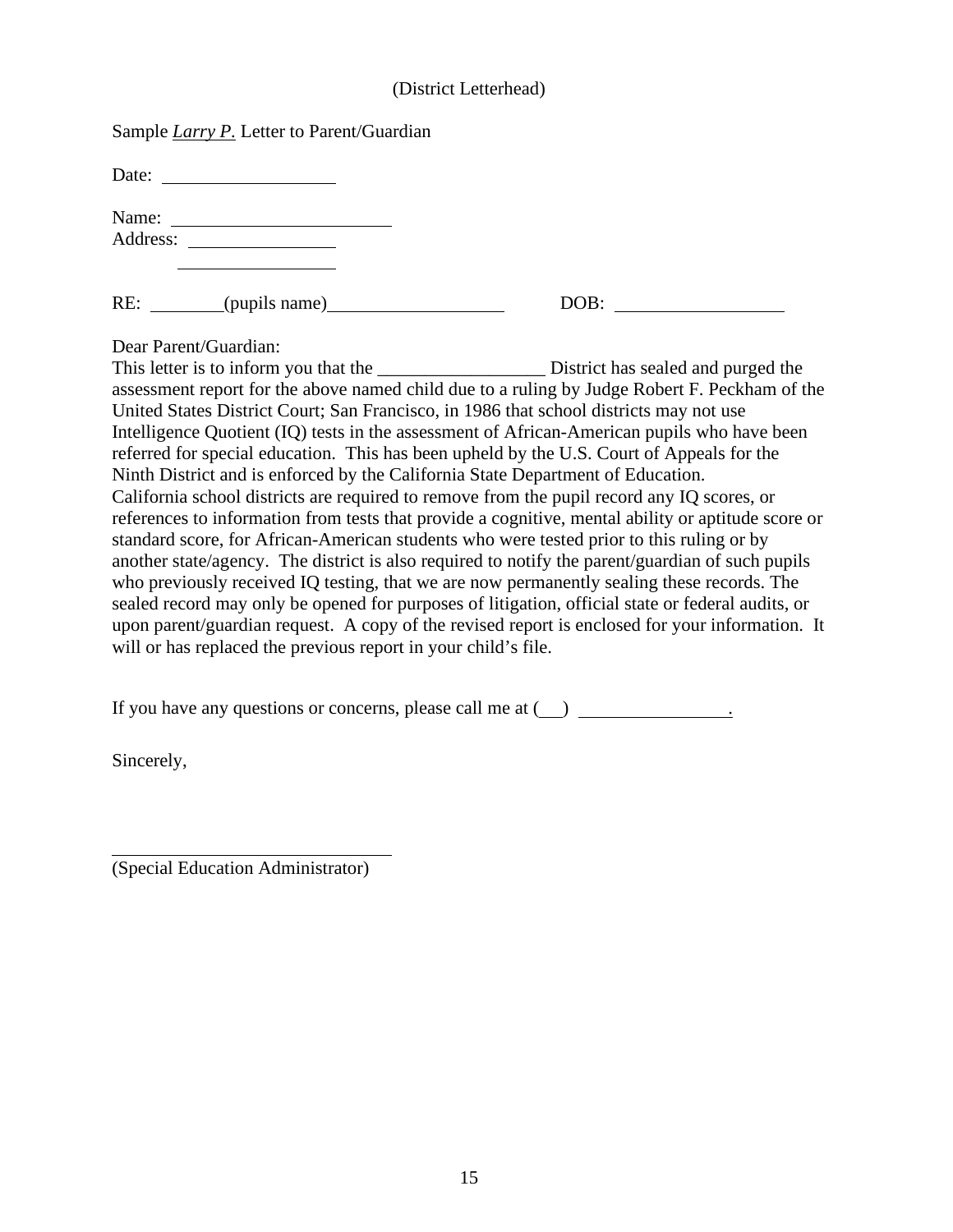(District Letterhead)

Sample *Larry P.* Letter to Parent/Guardian

Date: ____________________

Name: __________________________
Address: ________________
         ________________

RE: ________(pupils name)____________________     DOB: ____________________

Dear Parent/Guardian:
This letter is to inform you that the __________________ District has sealed and purged the assessment report for the above named child due to a ruling by Judge Robert F. Peckham of the United States District Court; San Francisco, in 1986 that school districts may not use Intelligence Quotient (IQ) tests in the assessment of African-American pupils who have been referred for special education. This has been upheld by the U.S. Court of Appeals for the Ninth District and is enforced by the California State Department of Education. California school districts are required to remove from the pupil record any IQ scores, or references to information from tests that provide a cognitive, mental ability or aptitude score or standard score, for African-American students who were tested prior to this ruling or by another state/agency. The district is also required to notify the parent/guardian of such pupils who previously received IQ testing, that we are now permanently sealing these records. The sealed record may only be opened for purposes of litigation, official state or federal audits, or upon parent/guardian request. A copy of the revised report is enclosed for your information. It will or has replaced the previous report in your child's file.

If you have any questions or concerns, please call me at (___) ________________.

Sincerely,

______________________________
(Special Education Administrator)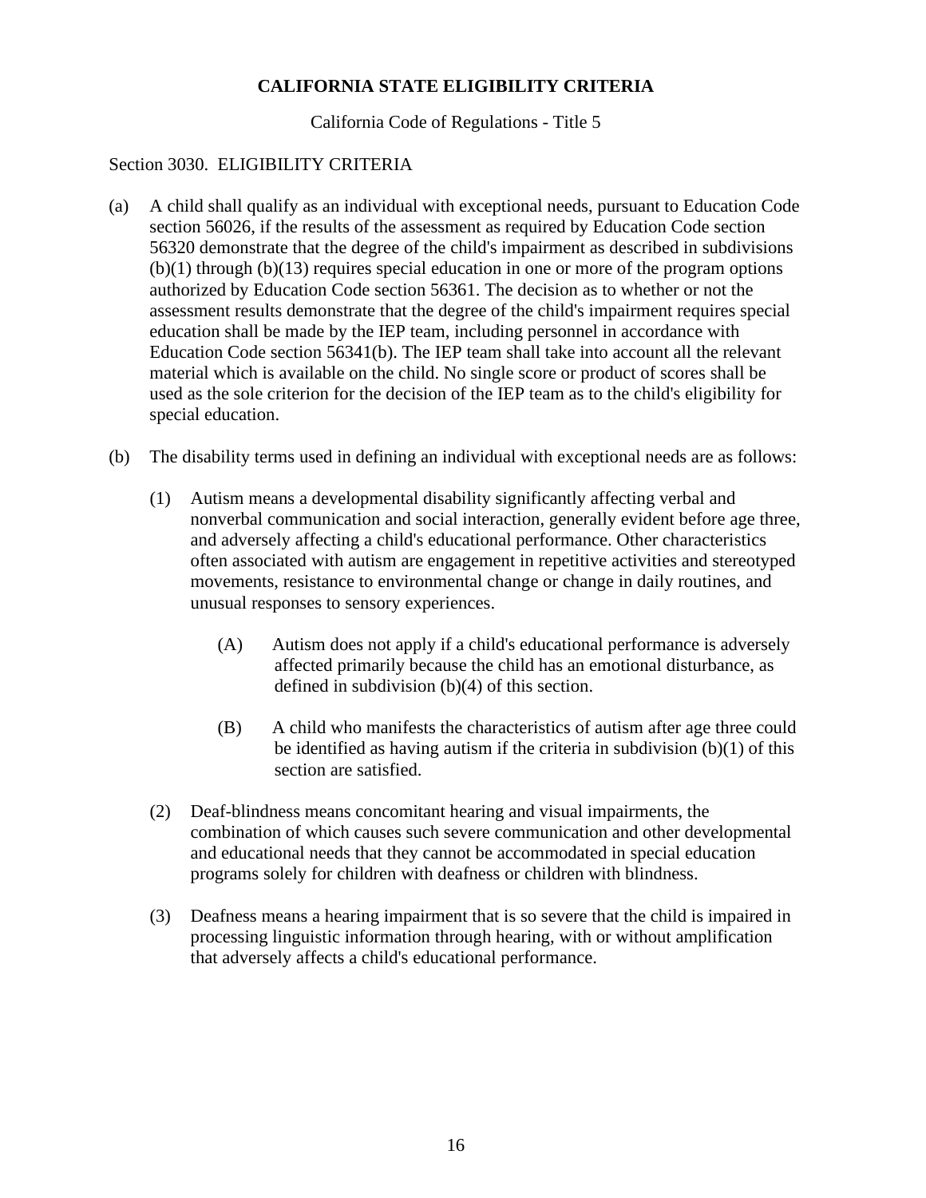# CALIFORNIA STATE ELIGIBILITY CRITERIA

California Code of Regulations - Title 5

Section 3030. ELIGIBILITY CRITERIA

(a) A child shall qualify as an individual with exceptional needs, pursuant to Education Code section 56026, if the results of the assessment as required by Education Code section 56320 demonstrate that the degree of the child's impairment as described in subdivisions (b)(1) through (b)(13) requires special education in one or more of the program options authorized by Education Code section 56361. The decision as to whether or not the assessment results demonstrate that the degree of the child's impairment requires special education shall be made by the IEP team, including personnel in accordance with Education Code section 56341(b). The IEP team shall take into account all the relevant material which is available on the child. No single score or product of scores shall be used as the sole criterion for the decision of the IEP team as to the child's eligibility for special education.

(b) The disability terms used in defining an individual with exceptional needs are as follows:

(1) Autism means a developmental disability significantly affecting verbal and nonverbal communication and social interaction, generally evident before age three, and adversely affecting a child's educational performance. Other characteristics often associated with autism are engagement in repetitive activities and stereotyped movements, resistance to environmental change or change in daily routines, and unusual responses to sensory experiences.

(A) Autism does not apply if a child's educational performance is adversely affected primarily because the child has an emotional disturbance, as defined in subdivision (b)(4) of this section.

(B) A child who manifests the characteristics of autism after age three could be identified as having autism if the criteria in subdivision (b)(1) of this section are satisfied.

(2) Deaf-blindness means concomitant hearing and visual impairments, the combination of which causes such severe communication and other developmental and educational needs that they cannot be accommodated in special education programs solely for children with deafness or children with blindness.

(3) Deafness means a hearing impairment that is so severe that the child is impaired in processing linguistic information through hearing, with or without amplification that adversely affects a child's educational performance.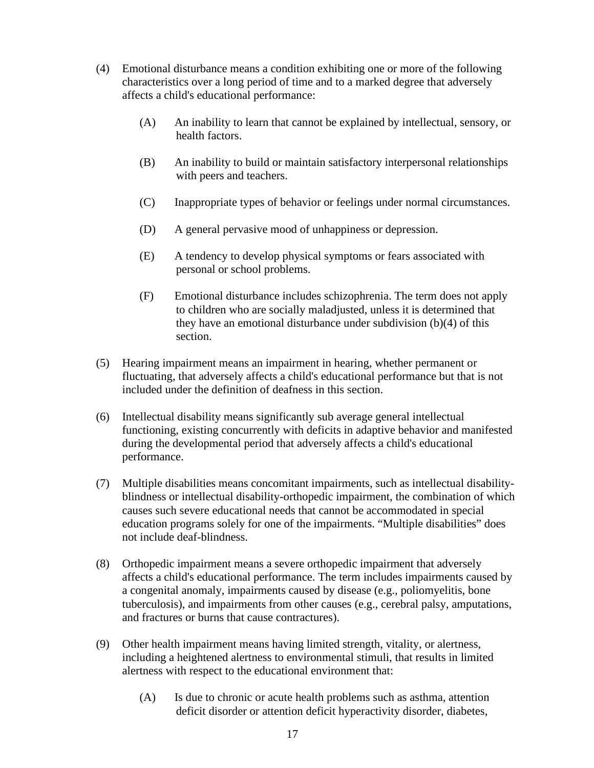(4) Emotional disturbance means a condition exhibiting one or more of the following characteristics over a long period of time and to a marked degree that adversely affects a child's educational performance:

   (A) An inability to learn that cannot be explained by intellectual, sensory, or health factors.

   (B) An inability to build or maintain satisfactory interpersonal relationships with peers and teachers.

   (C) Inappropriate types of behavior or feelings under normal circumstances.

   (D) A general pervasive mood of unhappiness or depression.

   (E) A tendency to develop physical symptoms or fears associated with personal or school problems.

   (F) Emotional disturbance includes schizophrenia. The term does not apply to children who are socially maladjusted, unless it is determined that they have an emotional disturbance under subdivision (b)(4) of this section.

(5) Hearing impairment means an impairment in hearing, whether permanent or fluctuating, that adversely affects a child's educational performance but that is not included under the definition of deafness in this section.

(6) Intellectual disability means significantly sub average general intellectual functioning, existing concurrently with deficits in adaptive behavior and manifested during the developmental period that adversely affects a child's educational performance.

(7) Multiple disabilities means concomitant impairments, such as intellectual disability-blindness or intellectual disability-orthopedic impairment, the combination of which causes such severe educational needs that cannot be accommodated in special education programs solely for one of the impairments. "Multiple disabilities" does not include deaf-blindness.

(8) Orthopedic impairment means a severe orthopedic impairment that adversely affects a child's educational performance. The term includes impairments caused by a congenital anomaly, impairments caused by disease (e.g., poliomyelitis, bone tuberculosis), and impairments from other causes (e.g., cerebral palsy, amputations, and fractures or burns that cause contractures).

(9) Other health impairment means having limited strength, vitality, or alertness, including a heightened alertness to environmental stimuli, that results in limited alertness with respect to the educational environment that:

   (A) Is due to chronic or acute health problems such as asthma, attention deficit disorder or attention deficit hyperactivity disorder, diabetes,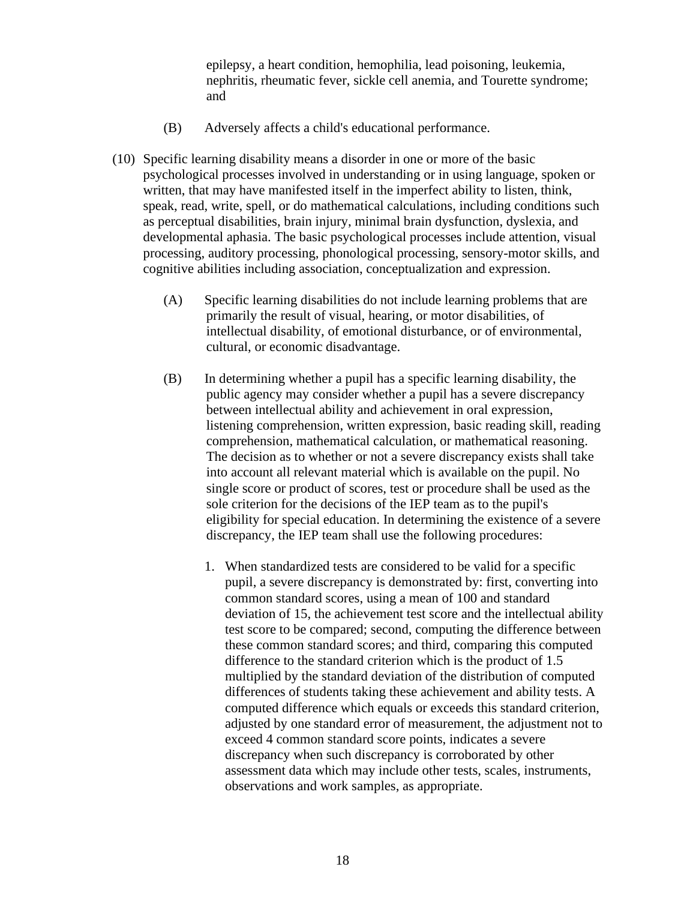epilepsy, a heart condition, hemophilia, lead poisoning, leukemia, nephritis, rheumatic fever, sickle cell anemia, and Tourette syndrome; and

(B) Adversely affects a child's educational performance.

(10) Specific learning disability means a disorder in one or more of the basic psychological processes involved in understanding or in using language, spoken or written, that may have manifested itself in the imperfect ability to listen, think, speak, read, write, spell, or do mathematical calculations, including conditions such as perceptual disabilities, brain injury, minimal brain dysfunction, dyslexia, and developmental aphasia. The basic psychological processes include attention, visual processing, auditory processing, phonological processing, sensory-motor skills, and cognitive abilities including association, conceptualization and expression.

(A) Specific learning disabilities do not include learning problems that are primarily the result of visual, hearing, or motor disabilities, of intellectual disability, of emotional disturbance, or of environmental, cultural, or economic disadvantage.

(B) In determining whether a pupil has a specific learning disability, the public agency may consider whether a pupil has a severe discrepancy between intellectual ability and achievement in oral expression, listening comprehension, written expression, basic reading skill, reading comprehension, mathematical calculation, or mathematical reasoning. The decision as to whether or not a severe discrepancy exists shall take into account all relevant material which is available on the pupil. No single score or product of scores, test or procedure shall be used as the sole criterion for the decisions of the IEP team as to the pupil's eligibility for special education. In determining the existence of a severe discrepancy, the IEP team shall use the following procedures:

1. When standardized tests are considered to be valid for a specific pupil, a severe discrepancy is demonstrated by: first, converting into common standard scores, using a mean of 100 and standard deviation of 15, the achievement test score and the intellectual ability test score to be compared; second, computing the difference between these common standard scores; and third, comparing this computed difference to the standard criterion which is the product of 1.5 multiplied by the standard deviation of the distribution of computed differences of students taking these achievement and ability tests. A computed difference which equals or exceeds this standard criterion, adjusted by one standard error of measurement, the adjustment not to exceed 4 common standard score points, indicates a severe discrepancy when such discrepancy is corroborated by other assessment data which may include other tests, scales, instruments, observations and work samples, as appropriate.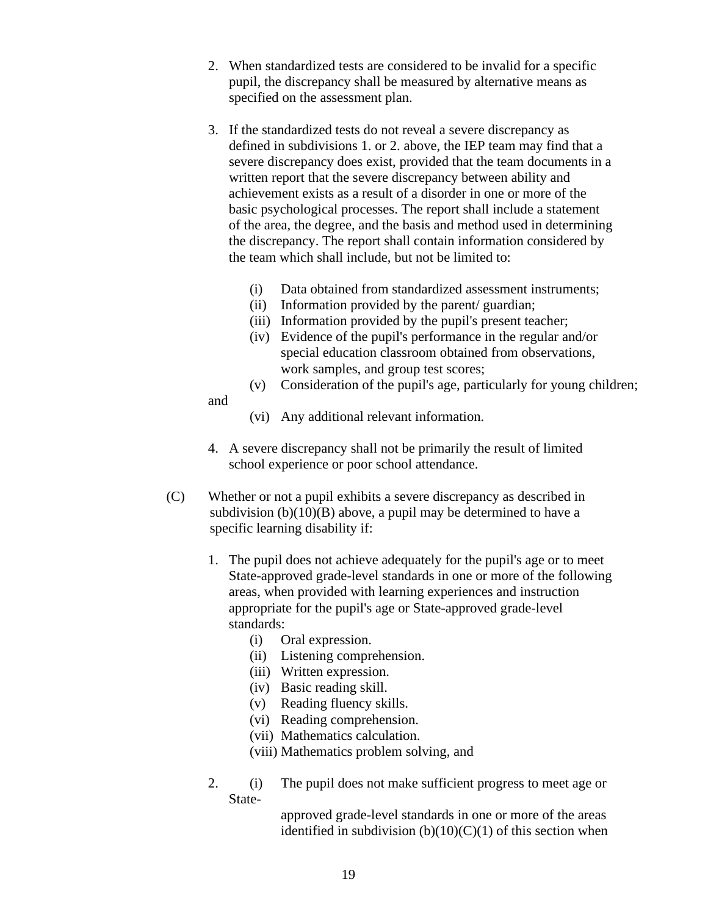2. When standardized tests are considered to be invalid for a specific pupil, the discrepancy shall be measured by alternative means as specified on the assessment plan.

3. If the standardized tests do not reveal a severe discrepancy as defined in subdivisions 1. or 2. above, the IEP team may find that a severe discrepancy does exist, provided that the team documents in a written report that the severe discrepancy between ability and achievement exists as a result of a disorder in one or more of the basic psychological processes. The report shall include a statement of the area, the degree, and the basis and method used in determining the discrepancy. The report shall contain information considered by the team which shall include, but not be limited to:

   (i) Data obtained from standardized assessment instruments;
   (ii) Information provided by the parent/ guardian;
   (iii) Information provided by the pupil's present teacher;
   (iv) Evidence of the pupil's performance in the regular and/or special education classroom obtained from observations, work samples, and group test scores;
   (v) Consideration of the pupil's age, particularly for young children; and
   (vi) Any additional relevant information.

4. A severe discrepancy shall not be primarily the result of limited school experience or poor school attendance.

(C) Whether or not a pupil exhibits a severe discrepancy as described in subdivision (b)(10)(B) above, a pupil may be determined to have a specific learning disability if:

1. The pupil does not achieve adequately for the pupil's age or to meet State-approved grade-level standards in one or more of the following areas, when provided with learning experiences and instruction appropriate for the pupil's age or State-approved grade-level standards:
   (i) Oral expression.
   (ii) Listening comprehension.
   (iii) Written expression.
   (iv) Basic reading skill.
   (v) Reading fluency skills.
   (vi) Reading comprehension.
   (vii) Mathematics calculation.
   (viii) Mathematics problem solving, and

2. (i) The pupil does not make sufficient progress to meet age or State-approved grade-level standards in one or more of the areas identified in subdivision (b)(10)(C)(1) of this section when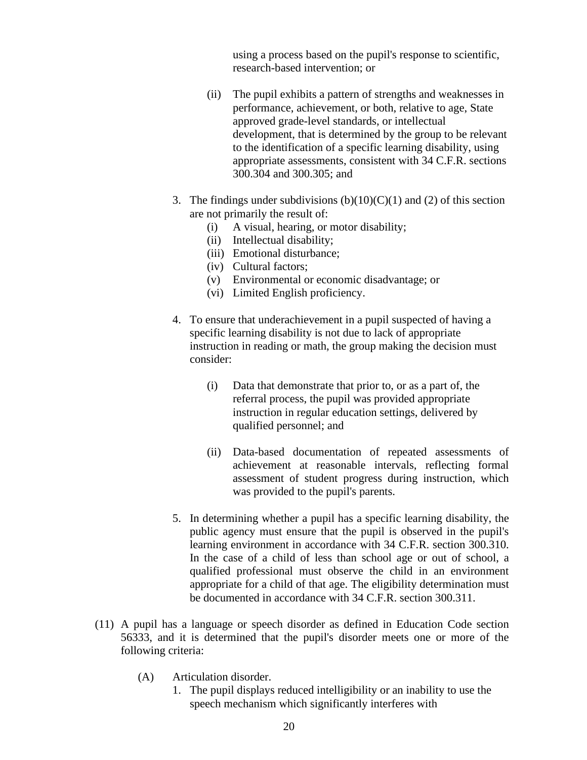using a process based on the pupil's response to scientific, research-based intervention; or

(ii) The pupil exhibits a pattern of strengths and weaknesses in performance, achievement, or both, relative to age, State approved grade-level standards, or intellectual development, that is determined by the group to be relevant to the identification of a specific learning disability, using appropriate assessments, consistent with 34 C.F.R. sections 300.304 and 300.305; and

3. The findings under subdivisions (b)(10)(C)(1) and (2) of this section are not primarily the result of:
   (i) A visual, hearing, or motor disability;
   (ii) Intellectual disability;
   (iii) Emotional disturbance;
   (iv) Cultural factors;
   (v) Environmental or economic disadvantage; or
   (vi) Limited English proficiency.

4. To ensure that underachievement in a pupil suspected of having a specific learning disability is not due to lack of appropriate instruction in reading or math, the group making the decision must consider:

   (i) Data that demonstrate that prior to, or as a part of, the referral process, the pupil was provided appropriate instruction in regular education settings, delivered by qualified personnel; and

   (ii) Data-based documentation of repeated assessments of achievement at reasonable intervals, reflecting formal assessment of student progress during instruction, which was provided to the pupil's parents.

5. In determining whether a pupil has a specific learning disability, the public agency must ensure that the pupil is observed in the pupil's learning environment in accordance with 34 C.F.R. section 300.310. In the case of a child of less than school age or out of school, a qualified professional must observe the child in an environment appropriate for a child of that age. The eligibility determination must be documented in accordance with 34 C.F.R. section 300.311.

(11) A pupil has a language or speech disorder as defined in Education Code section 56333, and it is determined that the pupil's disorder meets one or more of the following criteria:

(A) Articulation disorder.

1. The pupil displays reduced intelligibility or an inability to use the speech mechanism which significantly interferes with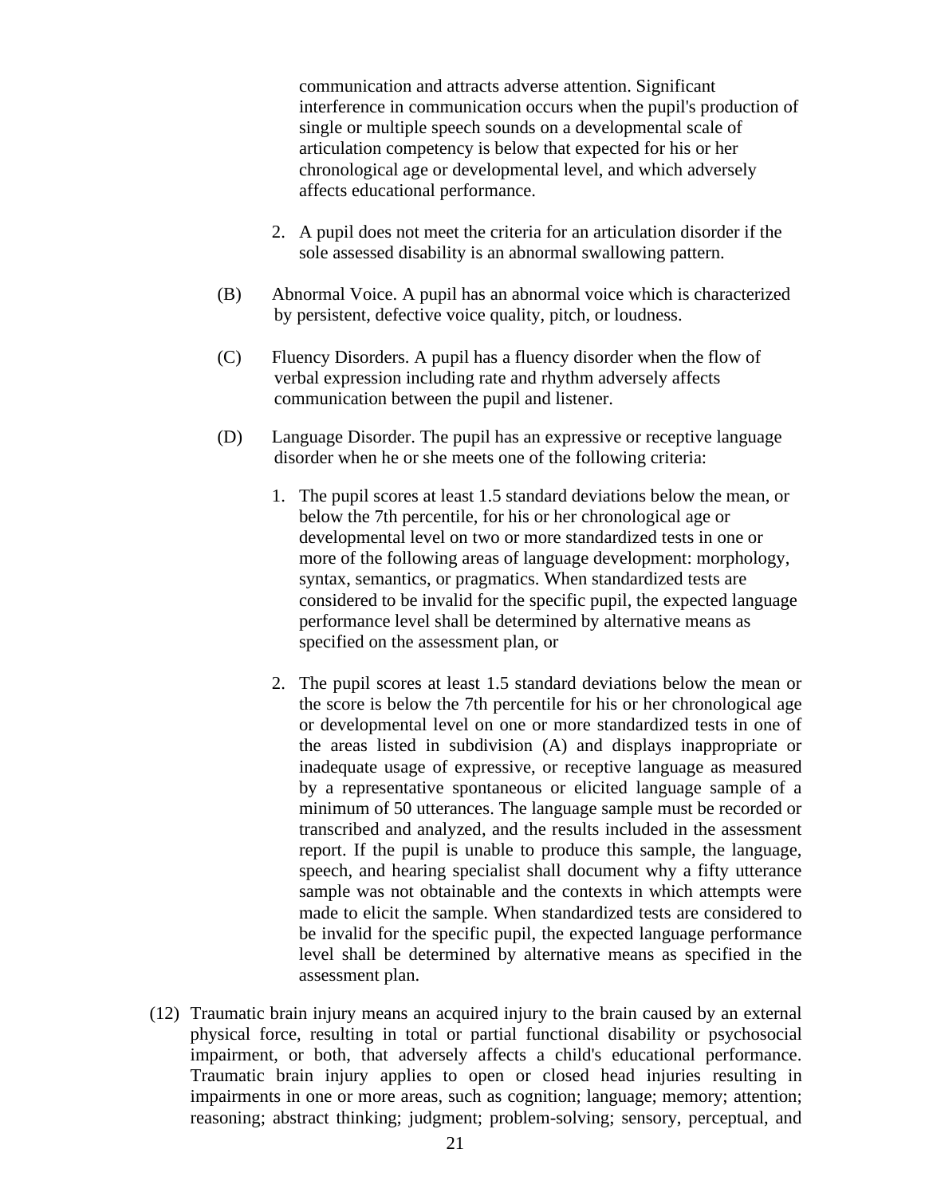communication and attracts adverse attention. Significant interference in communication occurs when the pupil's production of single or multiple speech sounds on a developmental scale of articulation competency is below that expected for his or her chronological age or developmental level, and which adversely affects educational performance.

2. A pupil does not meet the criteria for an articulation disorder if the sole assessed disability is an abnormal swallowing pattern.

(B) Abnormal Voice. A pupil has an abnormal voice which is characterized by persistent, defective voice quality, pitch, or loudness.

(C) Fluency Disorders. A pupil has a fluency disorder when the flow of verbal expression including rate and rhythm adversely affects communication between the pupil and listener.

(D) Language Disorder. The pupil has an expressive or receptive language disorder when he or she meets one of the following criteria:

1. The pupil scores at least 1.5 standard deviations below the mean, or below the 7th percentile, for his or her chronological age or developmental level on two or more standardized tests in one or more of the following areas of language development: morphology, syntax, semantics, or pragmatics. When standardized tests are considered to be invalid for the specific pupil, the expected language performance level shall be determined by alternative means as specified on the assessment plan, or

2. The pupil scores at least 1.5 standard deviations below the mean or the score is below the 7th percentile for his or her chronological age or developmental level on one or more standardized tests in one of the areas listed in subdivision (A) and displays inappropriate or inadequate usage of expressive, or receptive language as measured by a representative spontaneous or elicited language sample of a minimum of 50 utterances. The language sample must be recorded or transcribed and analyzed, and the results included in the assessment report. If the pupil is unable to produce this sample, the language, speech, and hearing specialist shall document why a fifty utterance sample was not obtainable and the contexts in which attempts were made to elicit the sample. When standardized tests are considered to be invalid for the specific pupil, the expected language performance level shall be determined by alternative means as specified in the assessment plan.

(12) Traumatic brain injury means an acquired injury to the brain caused by an external physical force, resulting in total or partial functional disability or psychosocial impairment, or both, that adversely affects a child's educational performance. Traumatic brain injury applies to open or closed head injuries resulting in impairments in one or more areas, such as cognition; language; memory; attention; reasoning; abstract thinking; judgment; problem-solving; sensory, perceptual, and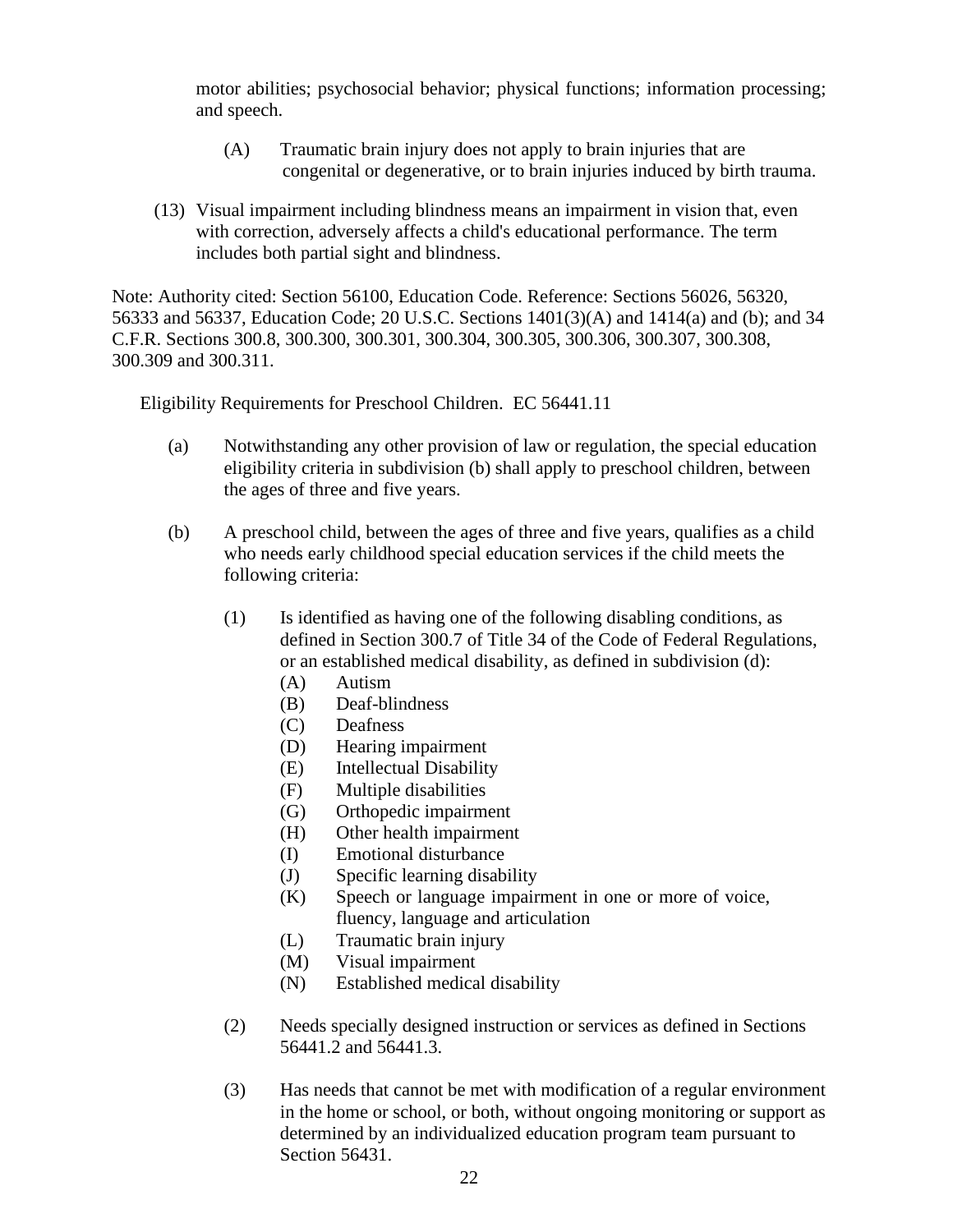motor abilities; psychosocial behavior; physical functions; information processing; and speech.

(A) Traumatic brain injury does not apply to brain injuries that are congenital or degenerative, or to brain injuries induced by birth trauma.

(13) Visual impairment including blindness means an impairment in vision that, even with correction, adversely affects a child's educational performance. The term includes both partial sight and blindness.

Note: Authority cited: Section 56100, Education Code. Reference: Sections 56026, 56320, 56333 and 56337, Education Code; 20 U.S.C. Sections 1401(3)(A) and 1414(a) and (b); and 34 C.F.R. Sections 300.8, 300.300, 300.301, 300.304, 300.305, 300.306, 300.307, 300.308, 300.309 and 300.311.

Eligibility Requirements for Preschool Children. EC 56441.11

(a) Notwithstanding any other provision of law or regulation, the special education eligibility criteria in subdivision (b) shall apply to preschool children, between the ages of three and five years.

(b) A preschool child, between the ages of three and five years, qualifies as a child who needs early childhood special education services if the child meets the following criteria:

(1) Is identified as having one of the following disabling conditions, as defined in Section 300.7 of Title 34 of the Code of Federal Regulations, or an established medical disability, as defined in subdivision (d):

- (A) Autism
- (B) Deaf-blindness
- (C) Deafness
- (D) Hearing impairment
- (E) Intellectual Disability
- (F) Multiple disabilities
- (G) Orthopedic impairment
- (H) Other health impairment
- (I) Emotional disturbance
- (J) Specific learning disability
- (K) Speech or language impairment in one or more of voice, fluency, language and articulation
- (L) Traumatic brain injury
- (M) Visual impairment
- (N) Established medical disability

(2) Needs specially designed instruction or services as defined in Sections 56441.2 and 56441.3.

(3) Has needs that cannot be met with modification of a regular environment in the home or school, or both, without ongoing monitoring or support as determined by an individualized education program team pursuant to Section 56431.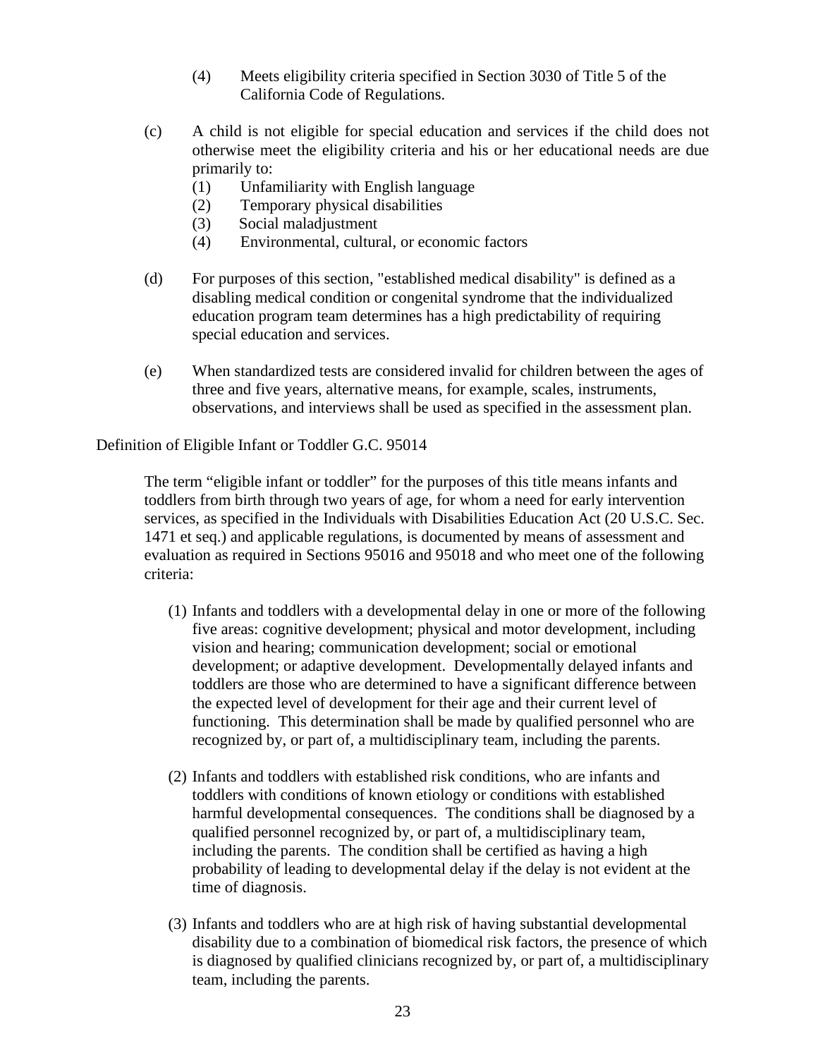(4) Meets eligibility criteria specified in Section 3030 of Title 5 of the California Code of Regulations.

(c) A child is not eligible for special education and services if the child does not otherwise meet the eligibility criteria and his or her educational needs are due primarily to:

(1) Unfamiliarity with English language
(2) Temporary physical disabilities
(3) Social maladjustment
(4) Environmental, cultural, or economic factors

(d) For purposes of this section, "established medical disability" is defined as a disabling medical condition or congenital syndrome that the individualized education program team determines has a high predictability of requiring special education and services.

(e) When standardized tests are considered invalid for children between the ages of three and five years, alternative means, for example, scales, instruments, observations, and interviews shall be used as specified in the assessment plan.

Definition of Eligible Infant or Toddler G.C. 95014

The term "eligible infant or toddler" for the purposes of this title means infants and toddlers from birth through two years of age, for whom a need for early intervention services, as specified in the Individuals with Disabilities Education Act (20 U.S.C. Sec. 1471 et seq.) and applicable regulations, is documented by means of assessment and evaluation as required in Sections 95016 and 95018 and who meet one of the following criteria:

(1) Infants and toddlers with a developmental delay in one or more of the following five areas: cognitive development; physical and motor development, including vision and hearing; communication development; social or emotional development; or adaptive development. Developmentally delayed infants and toddlers are those who are determined to have a significant difference between the expected level of development for their age and their current level of functioning. This determination shall be made by qualified personnel who are recognized by, or part of, a multidisciplinary team, including the parents.

(2) Infants and toddlers with established risk conditions, who are infants and toddlers with conditions of known etiology or conditions with established harmful developmental consequences. The conditions shall be diagnosed by a qualified personnel recognized by, or part of, a multidisciplinary team, including the parents. The condition shall be certified as having a high probability of leading to developmental delay if the delay is not evident at the time of diagnosis.

(3) Infants and toddlers who are at high risk of having substantial developmental disability due to a combination of biomedical risk factors, the presence of which is diagnosed by qualified clinicians recognized by, or part of, a multidisciplinary team, including the parents.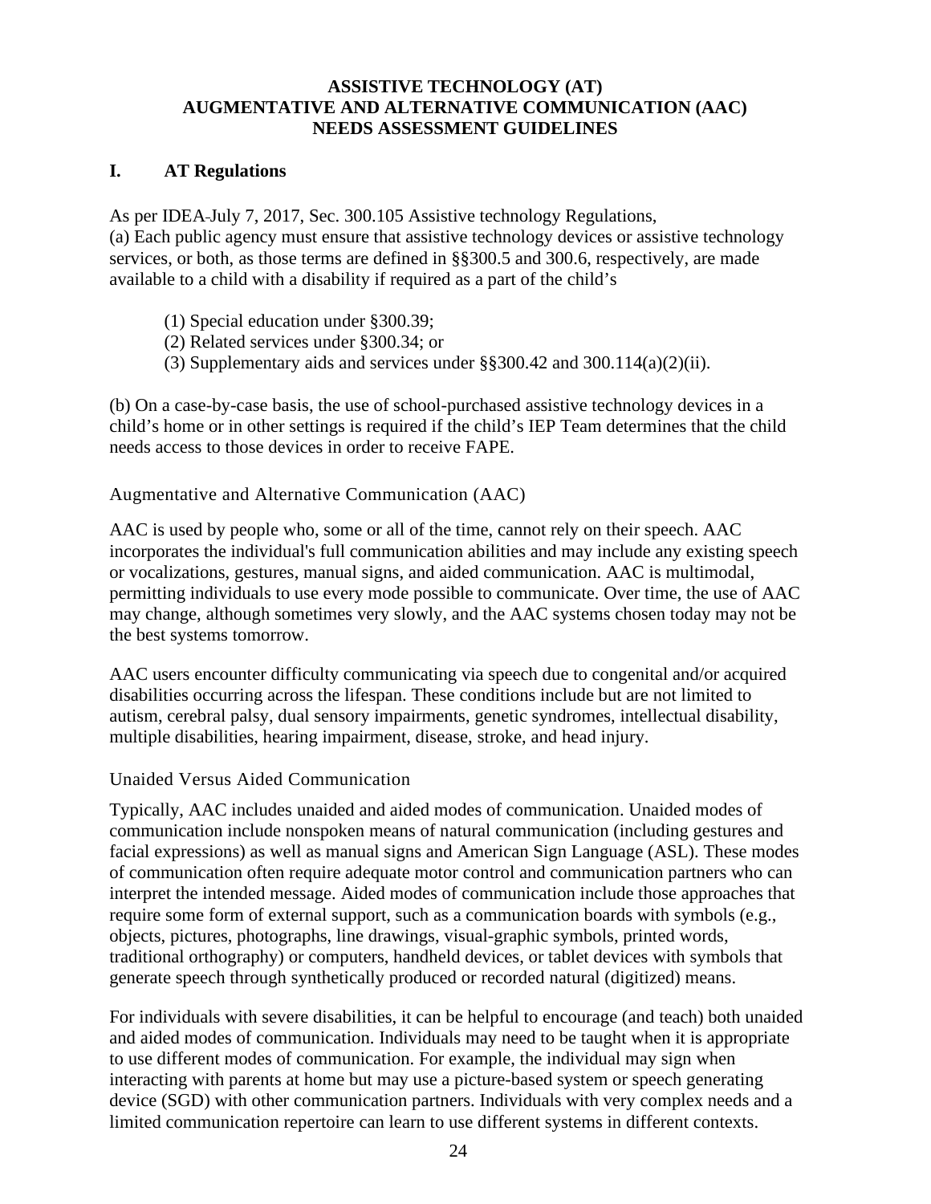**ASSISTIVE TECHNOLOGY (AT)**
**AUGMENTATIVE AND ALTERNATIVE COMMUNICATION (AAC)**
**NEEDS ASSESSMENT GUIDELINES**

## I. AT Regulations

As per IDEA-July 7, 2017, Sec. 300.105 Assistive technology Regulations,
(a) Each public agency must ensure that assistive technology devices or assistive technology services, or both, as those terms are defined in §§300.5 and 300.6, respectively, are made available to a child with a disability if required as a part of the child's

(1) Special education under §300.39;
(2) Related services under §300.34; or
(3) Supplementary aids and services under §§300.42 and 300.114(a)(2)(ii).

(b) On a case-by-case basis, the use of school-purchased assistive technology devices in a child's home or in other settings is required if the child's IEP Team determines that the child needs access to those devices in order to receive FAPE.

### Augmentative and Alternative Communication (AAC)

AAC is used by people who, some or all of the time, cannot rely on their speech. AAC incorporates the individual's full communication abilities and may include any existing speech or vocalizations, gestures, manual signs, and aided communication. AAC is multimodal, permitting individuals to use every mode possible to communicate. Over time, the use of AAC may change, although sometimes very slowly, and the AAC systems chosen today may not be the best systems tomorrow.

AAC users encounter difficulty communicating via speech due to congenital and/or acquired disabilities occurring across the lifespan. These conditions include but are not limited to autism, cerebral palsy, dual sensory impairments, genetic syndromes, intellectual disability, multiple disabilities, hearing impairment, disease, stroke, and head injury.

### Unaided Versus Aided Communication

Typically, AAC includes unaided and aided modes of communication. Unaided modes of communication include nonspoken means of natural communication (including gestures and facial expressions) as well as manual signs and American Sign Language (ASL). These modes of communication often require adequate motor control and communication partners who can interpret the intended message. Aided modes of communication include those approaches that require some form of external support, such as a communication boards with symbols (e.g., objects, pictures, photographs, line drawings, visual-graphic symbols, printed words, traditional orthography) or computers, handheld devices, or tablet devices with symbols that generate speech through synthetically produced or recorded natural (digitized) means.

For individuals with severe disabilities, it can be helpful to encourage (and teach) both unaided and aided modes of communication. Individuals may need to be taught when it is appropriate to use different modes of communication. For example, the individual may sign when interacting with parents at home but may use a picture-based system or speech generating device (SGD) with other communication partners. Individuals with very complex needs and a limited communication repertoire can learn to use different systems in different contexts.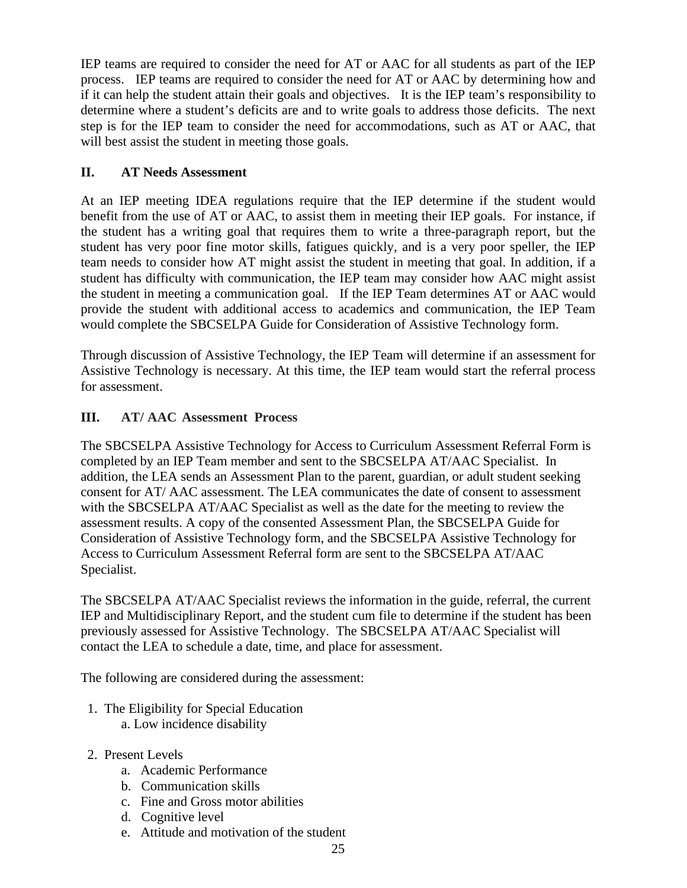IEP teams are required to consider the need for AT or AAC for all students as part of the IEP process. IEP teams are required to consider the need for AT or AAC by determining how and if it can help the student attain their goals and objectives. It is the IEP team's responsibility to determine where a student's deficits are and to write goals to address those deficits. The next step is for the IEP team to consider the need for accommodations, such as AT or AAC, that will best assist the student in meeting those goals.

## II. AT Needs Assessment

At an IEP meeting IDEA regulations require that the IEP determine if the student would benefit from the use of AT or AAC, to assist them in meeting their IEP goals. For instance, if the student has a writing goal that requires them to write a three-paragraph report, but the student has very poor fine motor skills, fatigues quickly, and is a very poor speller, the IEP team needs to consider how AT might assist the student in meeting that goal. In addition, if a student has difficulty with communication, the IEP team may consider how AAC might assist the student in meeting a communication goal. If the IEP Team determines AT or AAC would provide the student with additional access to academics and communication, the IEP Team would complete the SBCSELPA Guide for Consideration of Assistive Technology form.

Through discussion of Assistive Technology, the IEP Team will determine if an assessment for Assistive Technology is necessary. At this time, the IEP team would start the referral process for assessment.

## III. AT/ AAC Assessment Process

The SBCSELPA Assistive Technology for Access to Curriculum Assessment Referral Form is completed by an IEP Team member and sent to the SBCSELPA AT/AAC Specialist. In addition, the LEA sends an Assessment Plan to the parent, guardian, or adult student seeking consent for AT/ AAC assessment. The LEA communicates the date of consent to assessment with the SBCSELPA AT/AAC Specialist as well as the date for the meeting to review the assessment results. A copy of the consented Assessment Plan, the SBCSELPA Guide for Consideration of Assistive Technology form, and the SBCSELPA Assistive Technology for Access to Curriculum Assessment Referral form are sent to the SBCSELPA AT/AAC Specialist.

The SBCSELPA AT/AAC Specialist reviews the information in the guide, referral, the current IEP and Multidisciplinary Report, and the student cum file to determine if the student has been previously assessed for Assistive Technology. The SBCSELPA AT/AAC Specialist will contact the LEA to schedule a date, time, and place for assessment.

The following are considered during the assessment:

1. The Eligibility for Special Education
   a. Low incidence disability

2. Present Levels
   a. Academic Performance
   b. Communication skills
   c. Fine and Gross motor abilities
   d. Cognitive level
   e. Attitude and motivation of the student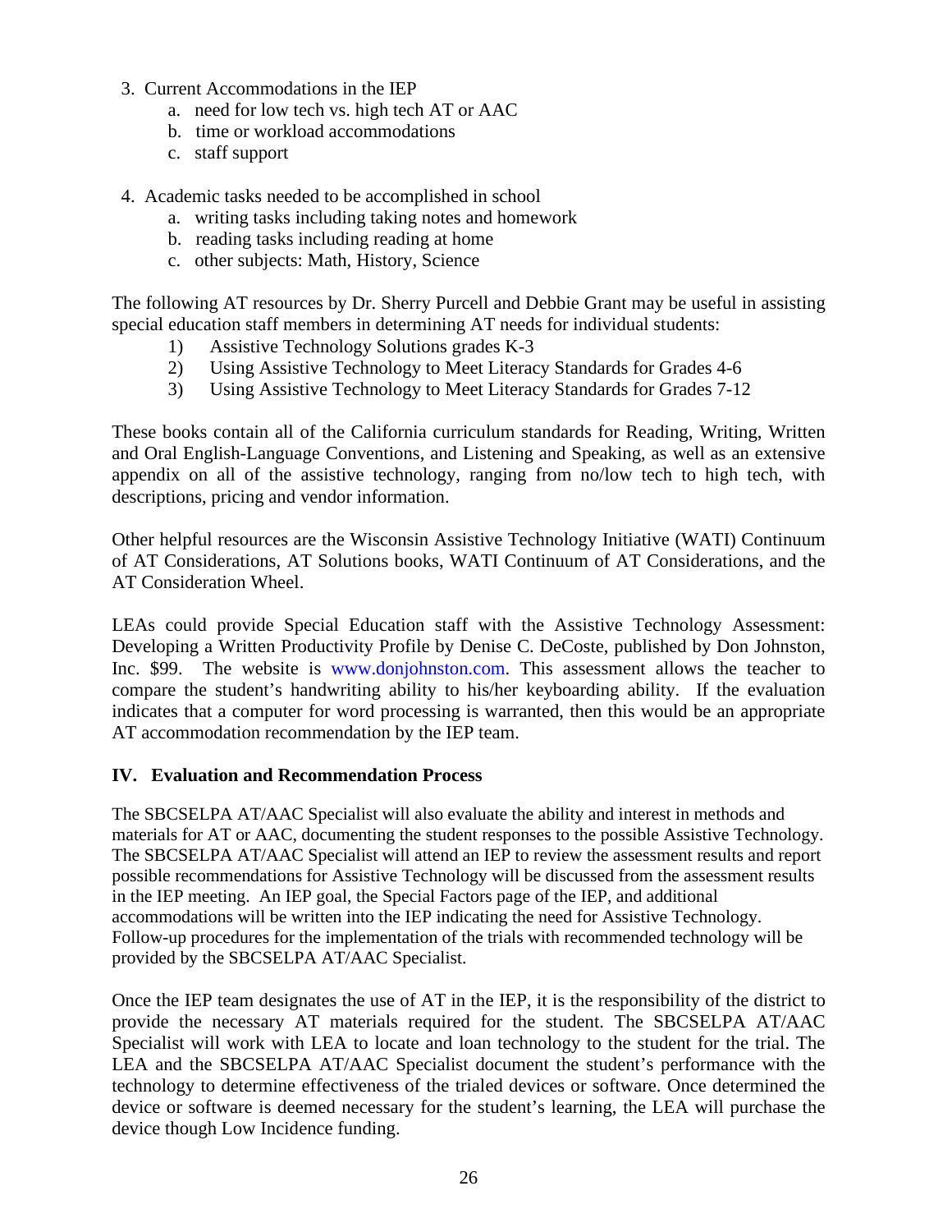3. Current Accommodations in the IEP
    a. need for low tech vs. high tech AT or AAC
    b. time or workload accommodations
    c. staff support

4. Academic tasks needed to be accomplished in school
    a. writing tasks including taking notes and homework
    b. reading tasks including reading at home
    c. other subjects: Math, History, Science

The following AT resources by Dr. Sherry Purcell and Debbie Grant may be useful in assisting special education staff members in determining AT needs for individual students:

1) Assistive Technology Solutions grades K-3
2) Using Assistive Technology to Meet Literacy Standards for Grades 4-6
3) Using Assistive Technology to Meet Literacy Standards for Grades 7-12

These books contain all of the California curriculum standards for Reading, Writing, Written and Oral English-Language Conventions, and Listening and Speaking, as well as an extensive appendix on all of the assistive technology, ranging from no/low tech to high tech, with descriptions, pricing and vendor information.

Other helpful resources are the Wisconsin Assistive Technology Initiative (WATI) Continuum of AT Considerations, AT Solutions books, WATI Continuum of AT Considerations, and the AT Consideration Wheel.

LEAs could provide Special Education staff with the Assistive Technology Assessment: Developing a Written Productivity Profile by Denise C. DeCoste, published by Don Johnston, Inc. $99. The website is www.donjohnston.com. This assessment allows the teacher to compare the student's handwriting ability to his/her keyboarding ability. If the evaluation indicates that a computer for word processing is warranted, then this would be an appropriate AT accommodation recommendation by the IEP team.

## IV. Evaluation and Recommendation Process

The SBCSELPA AT/AAC Specialist will also evaluate the ability and interest in methods and materials for AT or AAC, documenting the student responses to the possible Assistive Technology. The SBCSELPA AT/AAC Specialist will attend an IEP to review the assessment results and report possible recommendations for Assistive Technology will be discussed from the assessment results in the IEP meeting. An IEP goal, the Special Factors page of the IEP, and additional accommodations will be written into the IEP indicating the need for Assistive Technology. Follow-up procedures for the implementation of the trials with recommended technology will be provided by the SBCSELPA AT/AAC Specialist.

Once the IEP team designates the use of AT in the IEP, it is the responsibility of the district to provide the necessary AT materials required for the student. The SBCSELPA AT/AAC Specialist will work with LEA to locate and loan technology to the student for the trial. The LEA and the SBCSELPA AT/AAC Specialist document the student's performance with the technology to determine effectiveness of the trialed devices or software. Once determined the device or software is deemed necessary for the student's learning, the LEA will purchase the device though Low Incidence funding.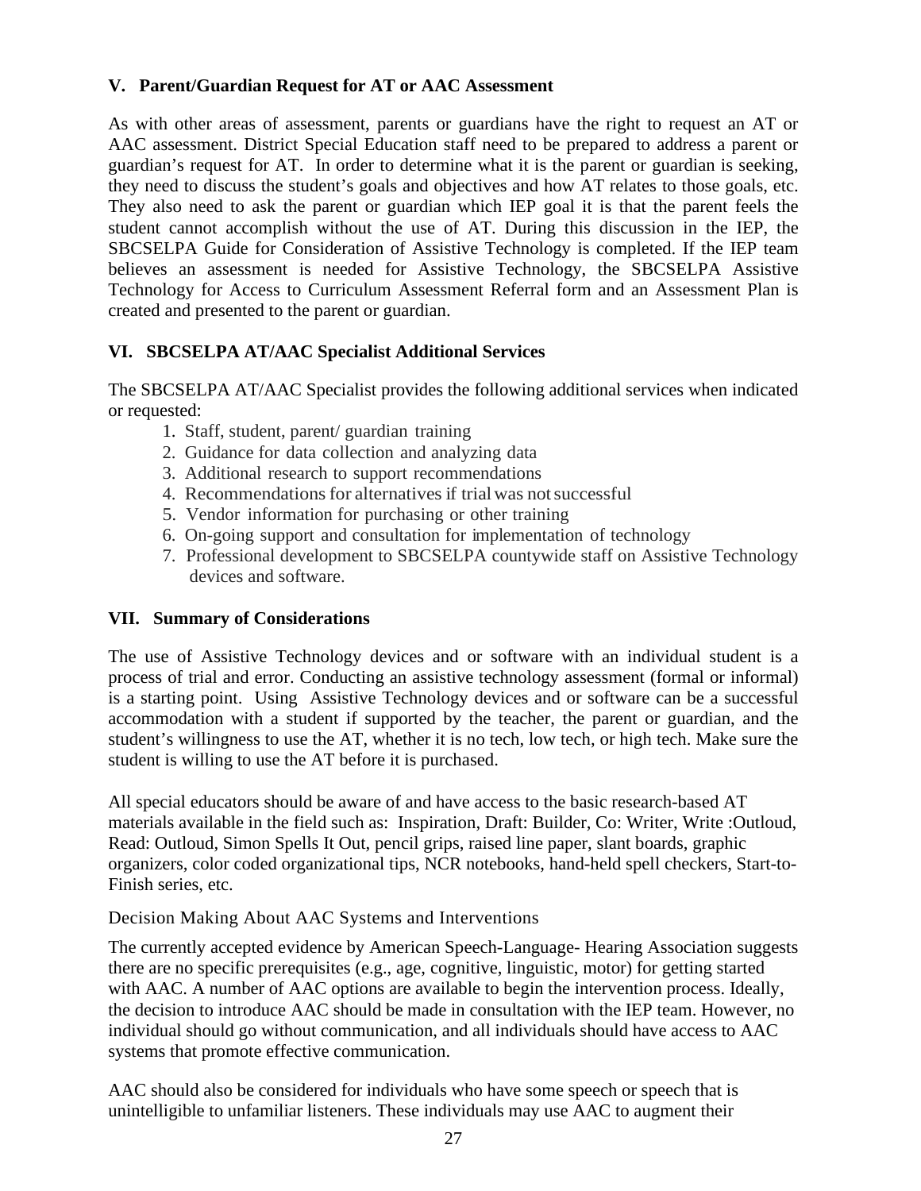### V. Parent/Guardian Request for AT or AAC Assessment

As with other areas of assessment, parents or guardians have the right to request an AT or AAC assessment. District Special Education staff need to be prepared to address a parent or guardian's request for AT. In order to determine what it is the parent or guardian is seeking, they need to discuss the student's goals and objectives and how AT relates to those goals, etc. They also need to ask the parent or guardian which IEP goal it is that the parent feels the student cannot accomplish without the use of AT. During this discussion in the IEP, the SBCSELPA Guide for Consideration of Assistive Technology is completed. If the IEP team believes an assessment is needed for Assistive Technology, the SBCSELPA Assistive Technology for Access to Curriculum Assessment Referral form and an Assessment Plan is created and presented to the parent or guardian.

### VI. SBCSELPA AT/AAC Specialist Additional Services

The SBCSELPA AT/AAC Specialist provides the following additional services when indicated or requested:

1. Staff, student, parent/ guardian training
2. Guidance for data collection and analyzing data
3. Additional research to support recommendations
4. Recommendations for alternatives if trial was not successful
5. Vendor information for purchasing or other training
6. On-going support and consultation for implementation of technology
7. Professional development to SBCSELPA countywide staff on Assistive Technology devices and software.

### VII. Summary of Considerations

The use of Assistive Technology devices and or software with an individual student is a process of trial and error. Conducting an assistive technology assessment (formal or informal) is a starting point. Using Assistive Technology devices and or software can be a successful accommodation with a student if supported by the teacher, the parent or guardian, and the student's willingness to use the AT, whether it is no tech, low tech, or high tech. Make sure the student is willing to use the AT before it is purchased.

All special educators should be aware of and have access to the basic research-based AT materials available in the field such as: Inspiration, Draft: Builder, Co: Writer, Write :Outloud, Read: Outloud, Simon Spells It Out, pencil grips, raised line paper, slant boards, graphic organizers, color coded organizational tips, NCR notebooks, hand-held spell checkers, Start-to-Finish series, etc.

Decision Making About AAC Systems and Interventions

The currently accepted evidence by American Speech-Language- Hearing Association suggests there are no specific prerequisites (e.g., age, cognitive, linguistic, motor) for getting started with AAC. A number of AAC options are available to begin the intervention process. Ideally, the decision to introduce AAC should be made in consultation with the IEP team. However, no individual should go without communication, and all individuals should have access to AAC systems that promote effective communication.

AAC should also be considered for individuals who have some speech or speech that is unintelligible to unfamiliar listeners. These individuals may use AAC to augment their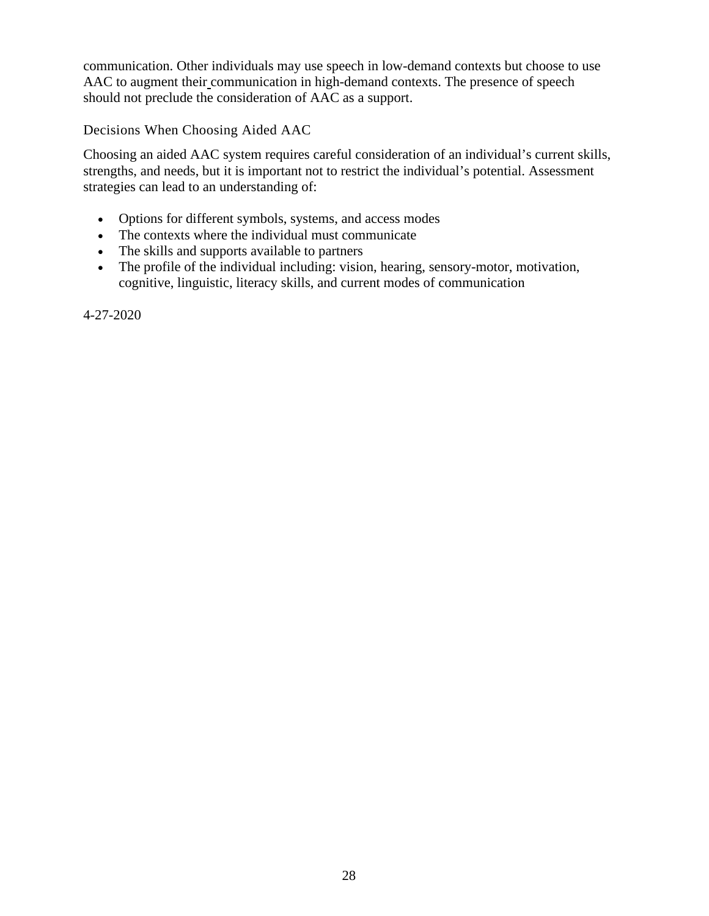communication. Other individuals may use speech in low-demand contexts but choose to use AAC to augment their communication in high-demand contexts. The presence of speech should not preclude the consideration of AAC as a support.

### Decisions When Choosing Aided AAC

Choosing an aided AAC system requires careful consideration of an individual's current skills, strengths, and needs, but it is important not to restrict the individual's potential. Assessment strategies can lead to an understanding of:

- Options for different symbols, systems, and access modes
- The contexts where the individual must communicate
- The skills and supports available to partners
- The profile of the individual including: vision, hearing, sensory-motor, motivation, cognitive, linguistic, literacy skills, and current modes of communication

4-27-2020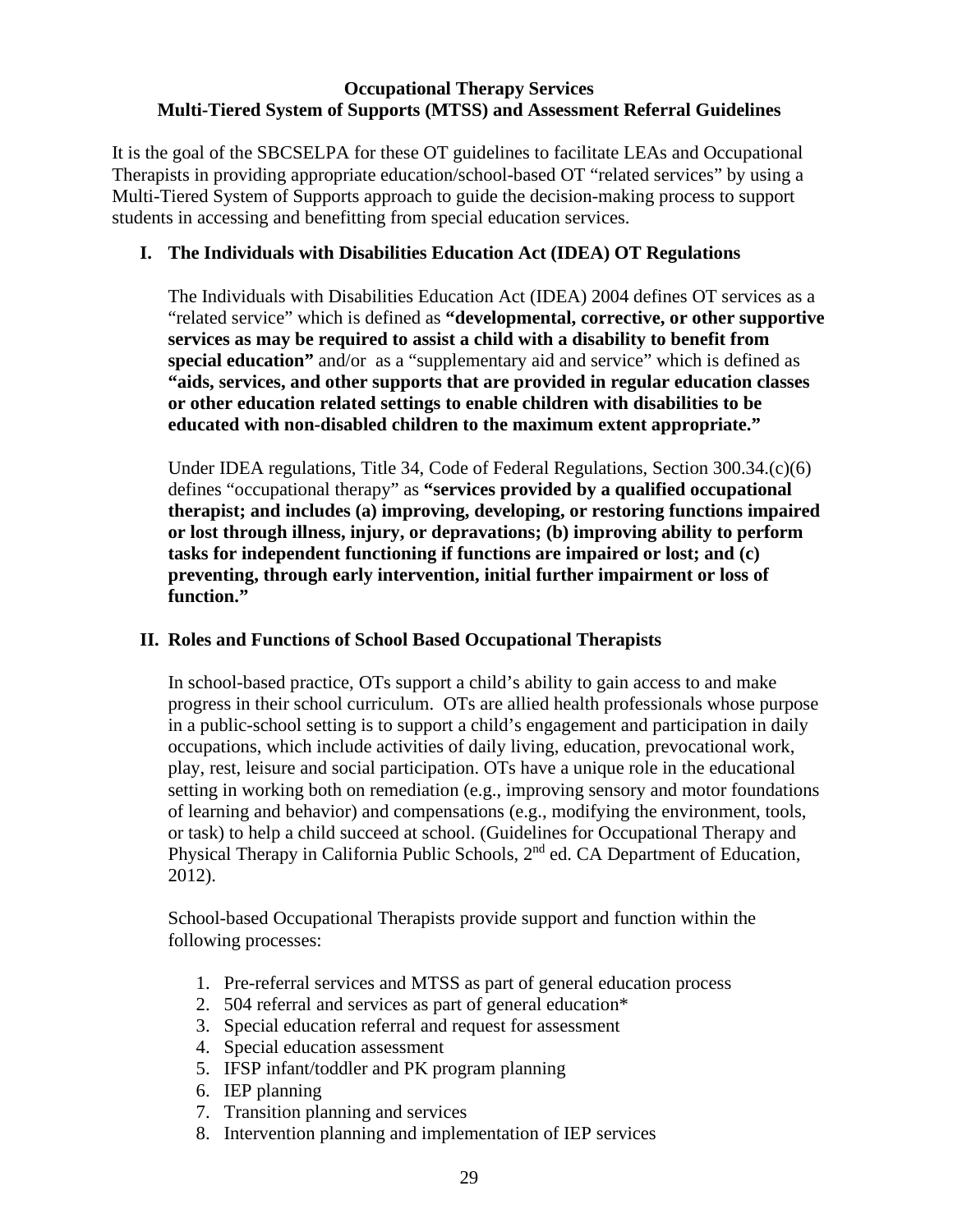**Occupational Therapy Services**
**Multi-Tiered System of Supports (MTSS) and Assessment Referral Guidelines**

It is the goal of the SBCSELPA for these OT guidelines to facilitate LEAs and Occupational Therapists in providing appropriate education/school-based OT "related services" by using a Multi-Tiered System of Supports approach to guide the decision-making process to support students in accessing and benefitting from special education services.

## I. The Individuals with Disabilities Education Act (IDEA) OT Regulations

The Individuals with Disabilities Education Act (IDEA) 2004 defines OT services as a "related service" which is defined as **"developmental, corrective, or other supportive services as may be required to assist a child with a disability to benefit from special education"** and/or as a "supplementary aid and service" which is defined as **"aids, services, and other supports that are provided in regular education classes or other education related settings to enable children with disabilities to be educated with non-disabled children to the maximum extent appropriate."**

Under IDEA regulations, Title 34, Code of Federal Regulations, Section 300.34.(c)(6) defines "occupational therapy" as **"services provided by a qualified occupational therapist; and includes (a) improving, developing, or restoring functions impaired or lost through illness, injury, or depravations; (b) improving ability to perform tasks for independent functioning if functions are impaired or lost; and (c) preventing, through early intervention, initial further impairment or loss of function."**

## II. Roles and Functions of School Based Occupational Therapists

In school-based practice, OTs support a child's ability to gain access to and make progress in their school curriculum. OTs are allied health professionals whose purpose in a public-school setting is to support a child's engagement and participation in daily occupations, which include activities of daily living, education, prevocational work, play, rest, leisure and social participation. OTs have a unique role in the educational setting in working both on remediation (e.g., improving sensory and motor foundations of learning and behavior) and compensations (e.g., modifying the environment, tools, or task) to help a child succeed at school. (Guidelines for Occupational Therapy and Physical Therapy in California Public Schools, 2nd ed. CA Department of Education, 2012).

School-based Occupational Therapists provide support and function within the following processes:

1. Pre-referral services and MTSS as part of general education process
2. 504 referral and services as part of general education*
3. Special education referral and request for assessment
4. Special education assessment
5. IFSP infant/toddler and PK program planning
6. IEP planning
7. Transition planning and services
8. Intervention planning and implementation of IEP services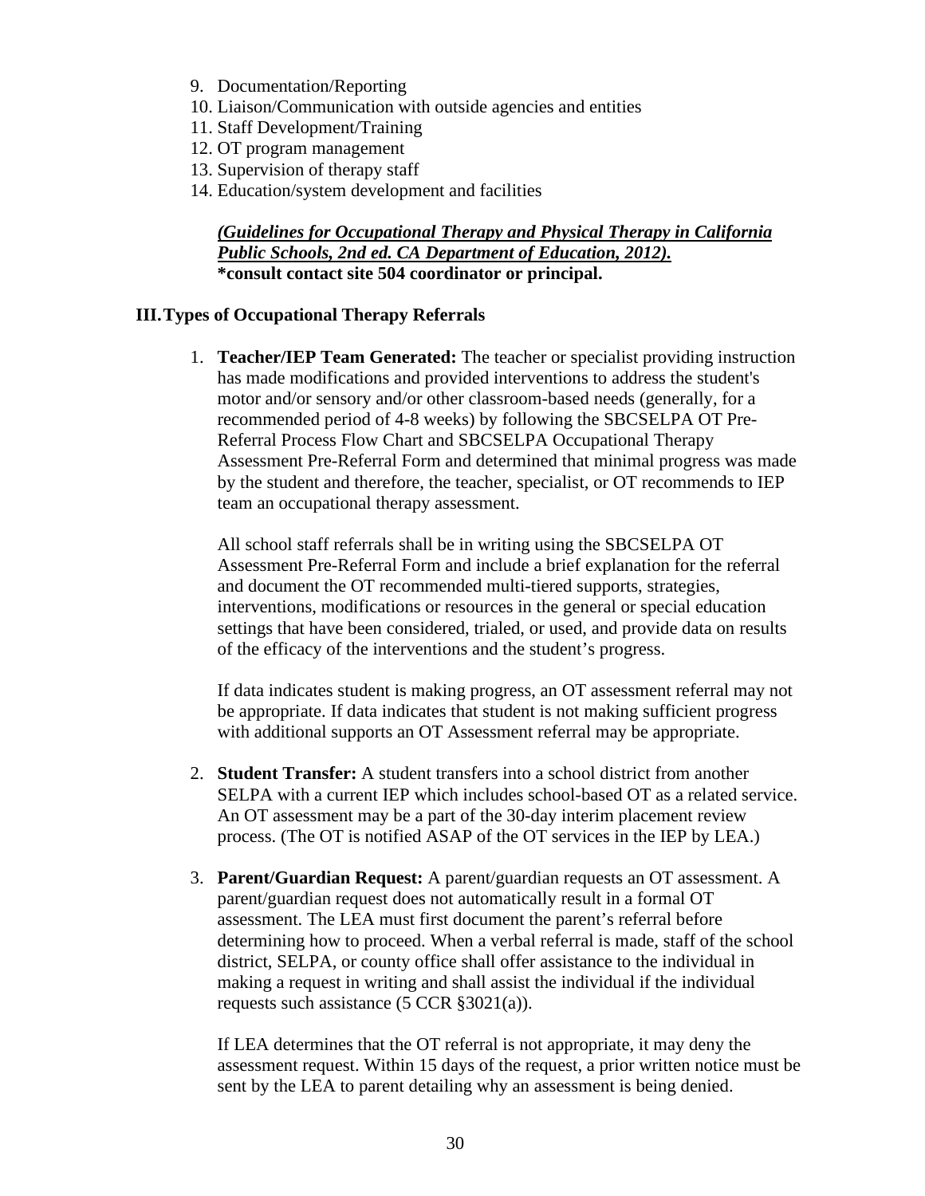9. Documentation/Reporting
10. Liaison/Communication with outside agencies and entities
11. Staff Development/Training
12. OT program management
13. Supervision of therapy staff
14. Education/system development and facilities

***(Guidelines for Occupational Therapy and Physical Therapy in California Public Schools, 2nd ed. CA Department of Education, 2012).***
**\*consult contact site 504 coordinator or principal.**

## III. Types of Occupational Therapy Referrals

1. **Teacher/IEP Team Generated:** The teacher or specialist providing instruction has made modifications and provided interventions to address the student's motor and/or sensory and/or other classroom-based needs (generally, for a recommended period of 4-8 weeks) by following the SBCSELPA OT Pre-Referral Process Flow Chart and SBCSELPA Occupational Therapy Assessment Pre-Referral Form and determined that minimal progress was made by the student and therefore, the teacher, specialist, or OT recommends to IEP team an occupational therapy assessment.

   All school staff referrals shall be in writing using the SBCSELPA OT Assessment Pre-Referral Form and include a brief explanation for the referral and document the OT recommended multi-tiered supports, strategies, interventions, modifications or resources in the general or special education settings that have been considered, trialed, or used, and provide data on results of the efficacy of the interventions and the student's progress.

   If data indicates student is making progress, an OT assessment referral may not be appropriate. If data indicates that student is not making sufficient progress with additional supports an OT Assessment referral may be appropriate.

2. **Student Transfer:** A student transfers into a school district from another SELPA with a current IEP which includes school-based OT as a related service. An OT assessment may be a part of the 30-day interim placement review process. (The OT is notified ASAP of the OT services in the IEP by LEA.)

3. **Parent/Guardian Request:** A parent/guardian requests an OT assessment. A parent/guardian request does not automatically result in a formal OT assessment. The LEA must first document the parent's referral before determining how to proceed. When a verbal referral is made, staff of the school district, SELPA, or county office shall offer assistance to the individual in making a request in writing and shall assist the individual if the individual requests such assistance (5 CCR §3021(a)).

   If LEA determines that the OT referral is not appropriate, it may deny the assessment request. Within 15 days of the request, a prior written notice must be sent by the LEA to parent detailing why an assessment is being denied.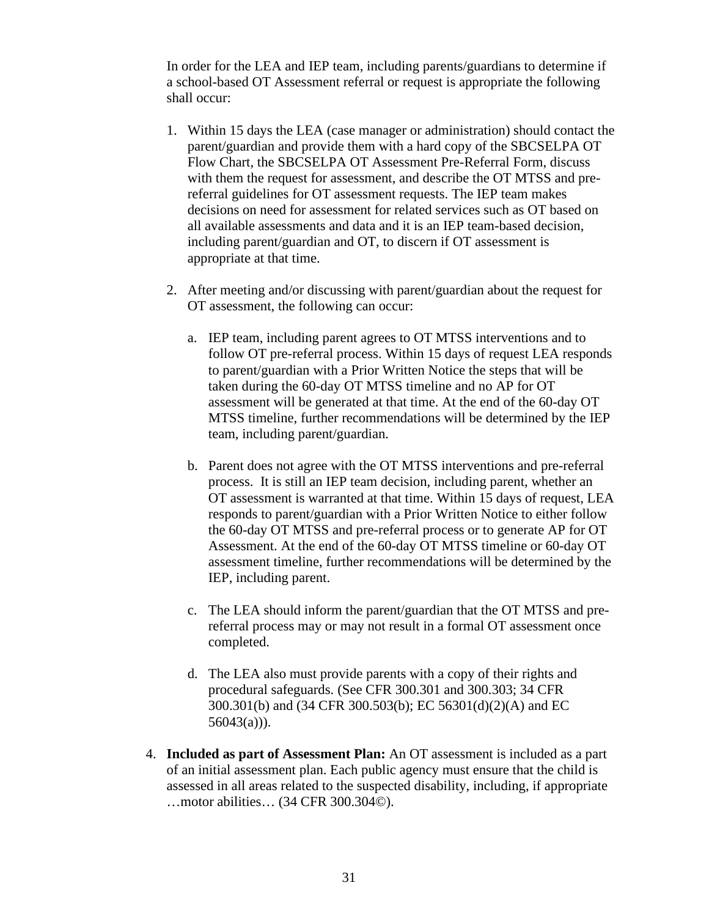In order for the LEA and IEP team, including parents/guardians to determine if a school-based OT Assessment referral or request is appropriate the following shall occur:

1. Within 15 days the LEA (case manager or administration) should contact the parent/guardian and provide them with a hard copy of the SBCSELPA OT Flow Chart, the SBCSELPA OT Assessment Pre-Referral Form, discuss with them the request for assessment, and describe the OT MTSS and pre-referral guidelines for OT assessment requests. The IEP team makes decisions on need for assessment for related services such as OT based on all available assessments and data and it is an IEP team-based decision, including parent/guardian and OT, to discern if OT assessment is appropriate at that time.

2. After meeting and/or discussing with parent/guardian about the request for OT assessment, the following can occur:

   a. IEP team, including parent agrees to OT MTSS interventions and to follow OT pre-referral process. Within 15 days of request LEA responds to parent/guardian with a Prior Written Notice the steps that will be taken during the 60-day OT MTSS timeline and no AP for OT assessment will be generated at that time. At the end of the 60-day OT MTSS timeline, further recommendations will be determined by the IEP team, including parent/guardian.

   b. Parent does not agree with the OT MTSS interventions and pre-referral process. It is still an IEP team decision, including parent, whether an OT assessment is warranted at that time. Within 15 days of request, LEA responds to parent/guardian with a Prior Written Notice to either follow the 60-day OT MTSS and pre-referral process or to generate AP for OT Assessment. At the end of the 60-day OT MTSS timeline or 60-day OT assessment timeline, further recommendations will be determined by the IEP, including parent.

   c. The LEA should inform the parent/guardian that the OT MTSS and pre-referral process may or may not result in a formal OT assessment once completed.

   d. The LEA also must provide parents with a copy of their rights and procedural safeguards. (See CFR 300.301 and 300.303; 34 CFR 300.301(b) and (34 CFR 300.503(b); EC 56301(d)(2)(A) and EC 56043(a))).

4. **Included as part of Assessment Plan:** An OT assessment is included as a part of an initial assessment plan. Each public agency must ensure that the child is assessed in all areas related to the suspected disability, including, if appropriate …motor abilities… (34 CFR 300.304©).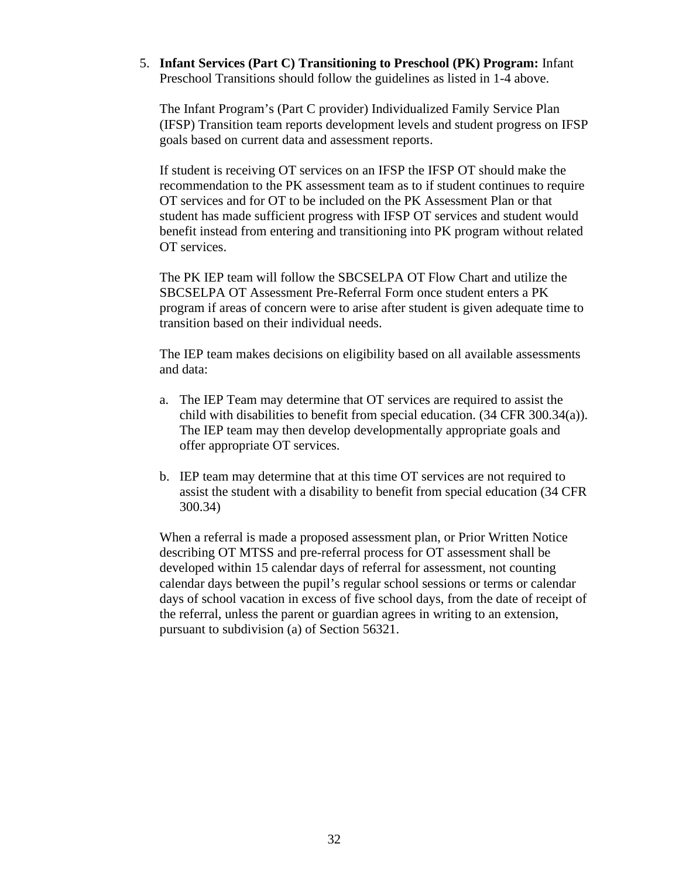5. **Infant Services (Part C) Transitioning to Preschool (PK) Program:** Infant Preschool Transitions should follow the guidelines as listed in 1-4 above.

   The Infant Program's (Part C provider) Individualized Family Service Plan (IFSP) Transition team reports development levels and student progress on IFSP goals based on current data and assessment reports.

   If student is receiving OT services on an IFSP the IFSP OT should make the recommendation to the PK assessment team as to if student continues to require OT services and for OT to be included on the PK Assessment Plan or that student has made sufficient progress with IFSP OT services and student would benefit instead from entering and transitioning into PK program without related OT services.

   The PK IEP team will follow the SBCSELPA OT Flow Chart and utilize the SBCSELPA OT Assessment Pre-Referral Form once student enters a PK program if areas of concern were to arise after student is given adequate time to transition based on their individual needs.

   The IEP team makes decisions on eligibility based on all available assessments and data:

   a. The IEP Team may determine that OT services are required to assist the child with disabilities to benefit from special education. (34 CFR 300.34(a)). The IEP team may then develop developmentally appropriate goals and offer appropriate OT services.

   b. IEP team may determine that at this time OT services are not required to assist the student with a disability to benefit from special education (34 CFR 300.34)

   When a referral is made a proposed assessment plan, or Prior Written Notice describing OT MTSS and pre-referral process for OT assessment shall be developed within 15 calendar days of referral for assessment, not counting calendar days between the pupil's regular school sessions or terms or calendar days of school vacation in excess of five school days, from the date of receipt of the referral, unless the parent or guardian agrees in writing to an extension, pursuant to subdivision (a) of Section 56321.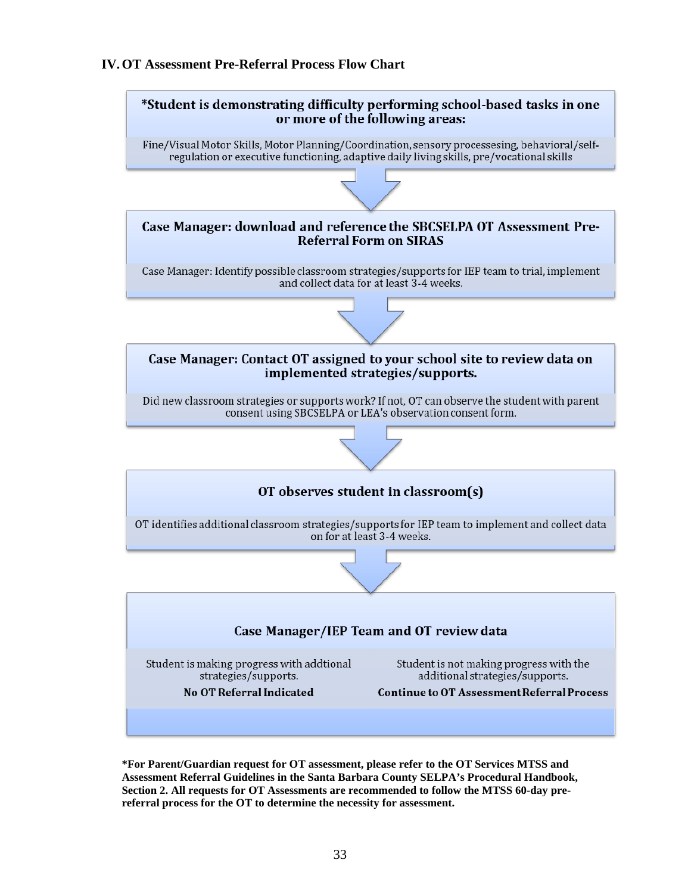## IV. OT Assessment Pre-Referral Process Flow Chart

**\*Student is demonstrating difficulty performing school-based tasks in one or more of the following areas:**

Fine/Visual Motor Skills, Motor Planning/Coordination, sensory processesing, behavioral/self-regulation or executive functioning, adaptive daily living skills, pre/vocational skills

↓

**Case Manager: download and reference the SBCSELPA OT Assessment Pre-Referral Form on SIRAS**

Case Manager: Identify possible classroom strategies/supports for IEP team to trial, implement and collect data for at least 3-4 weeks.

↓

**Case Manager: Contact OT assigned to your school site to review data on implemented strategies/supports.**

Did new classroom strategies or supports work? If not, OT can observe the student with parent consent using SBCSELPA or LEA's observation consent form.

↓

**OT observes student in classroom(s)**

OT identifies additional classroom strategies/supports for IEP team to implement and collect data on for at least 3-4 weeks.

↓

**Case Manager/IEP Team and OT review data**

| Student is making progress with addtional strategies/supports. | Student is not making progress with the additional strategies/supports. |
|---|---|
| **No OT Referral Indicated** | **Continue to OT Assessment Referral Process** |

**\*For Parent/Guardian request for OT assessment, please refer to the OT Services MTSS and Assessment Referral Guidelines in the Santa Barbara County SELPA's Procedural Handbook, Section 2. All requests for OT Assessments are recommended to follow the MTSS 60-day pre-referral process for the OT to determine the necessity for assessment.**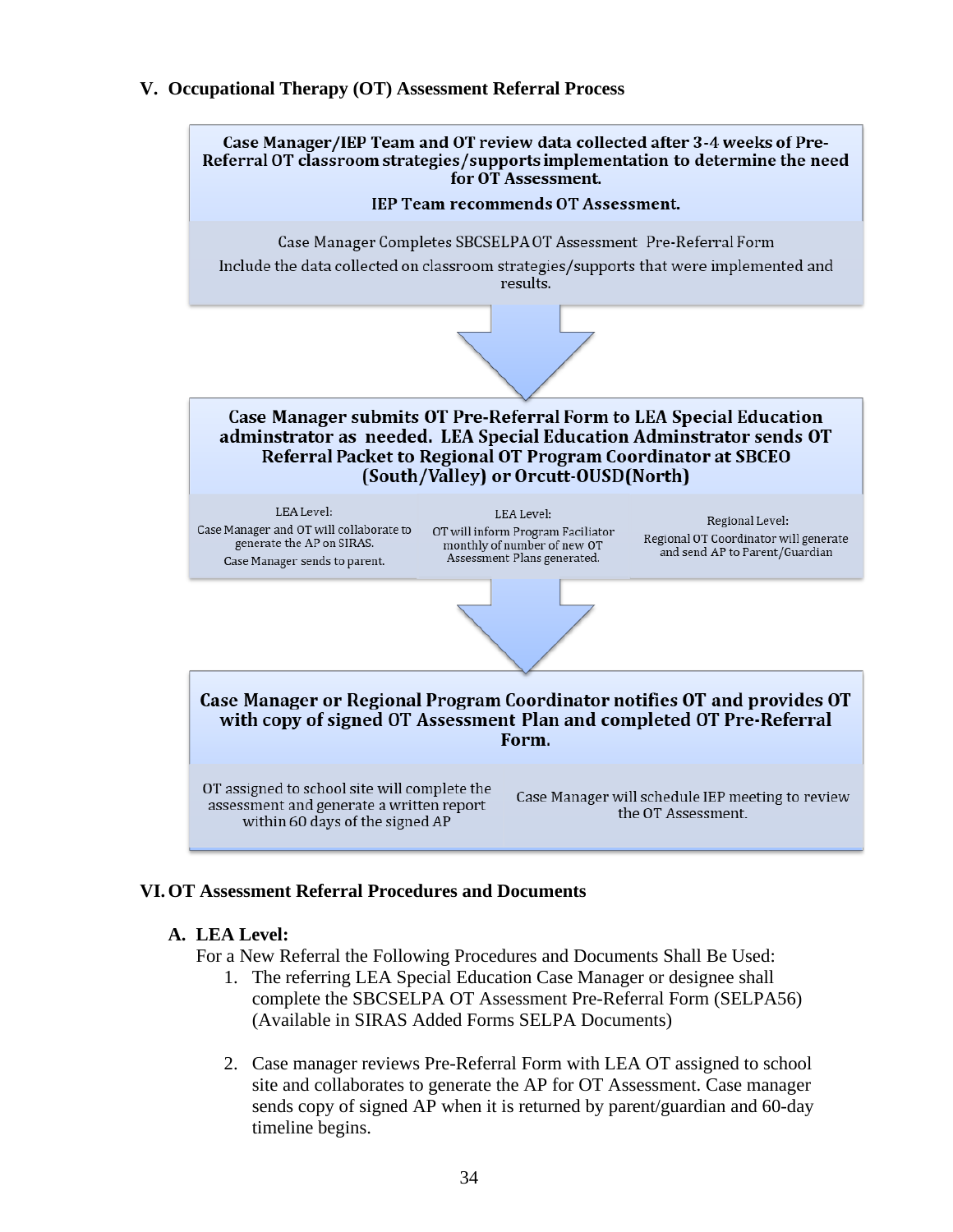## V. Occupational Therapy (OT) Assessment Referral Process

**Case Manager/IEP Team and OT review data collected after 3-4 weeks of Pre-Referral OT classroom strategies/supports implementation to determine the need for OT Assessment.**

**IEP Team recommends OT Assessment.**

Case Manager Completes SBCSELPA OT Assessment Pre-Referral Form

Include the data collected on classroom strategies/supports that were implemented and results.

↓

**Case Manager submits OT Pre-Referral Form to LEA Special Education adminstrator as needed. LEA Special Education Adminstrator sends OT Referral Packet to Regional OT Program Coordinator at SBCEO (South/Valley) or Orcutt-OUSD(North)**

LEA Level:
Case Manager and OT will collaborate to generate the AP on SIRAS.
Case Manager sends to parent.

LEA Level:
OT will inform Program Faciliator monthly of number of new OT Assessment Plans generated.

Regional Level:
Regional OT Coordinator will generate and send AP to Parent/Guardian

↓

**Case Manager or Regional Program Coordinator notifies OT and provides OT with copy of signed OT Assessment Plan and completed OT Pre-Referral Form.**

OT assigned to school site will complete the assessment and generate a written report within 60 days of the signed AP

Case Manager will schedule IEP meeting to review the OT Assessment.

## VI. OT Assessment Referral Procedures and Documents

### A. LEA Level:

For a New Referral the Following Procedures and Documents Shall Be Used:

1. The referring LEA Special Education Case Manager or designee shall complete the SBCSELPA OT Assessment Pre-Referral Form (SELPA56) (Available in SIRAS Added Forms SELPA Documents)

2. Case manager reviews Pre-Referral Form with LEA OT assigned to school site and collaborates to generate the AP for OT Assessment. Case manager sends copy of signed AP when it is returned by parent/guardian and 60-day timeline begins.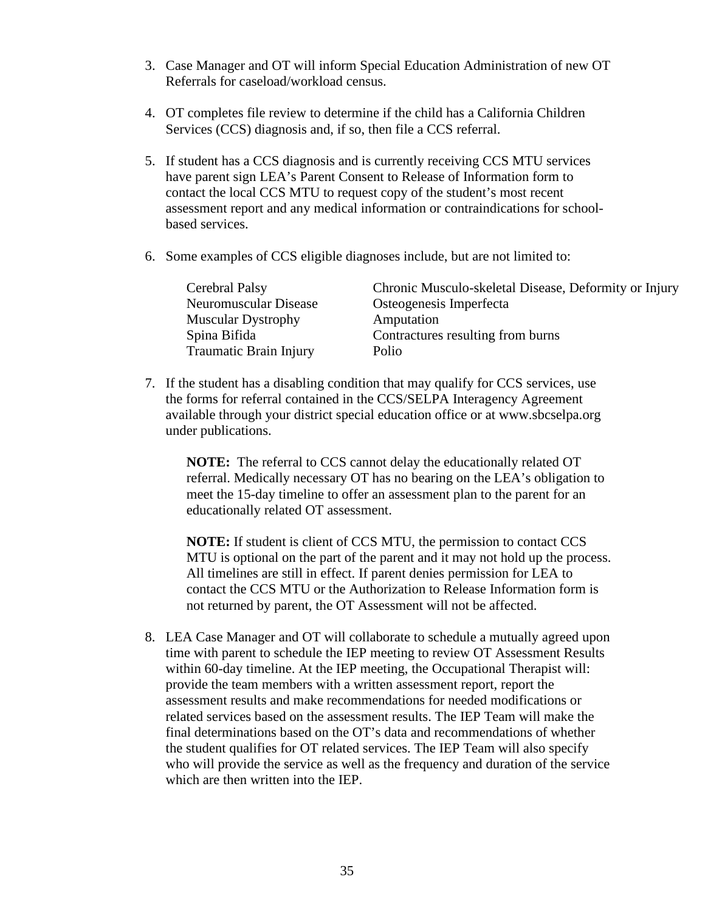3. Case Manager and OT will inform Special Education Administration of new OT Referrals for caseload/workload census.

4. OT completes file review to determine if the child has a California Children Services (CCS) diagnosis and, if so, then file a CCS referral.

5. If student has a CCS diagnosis and is currently receiving CCS MTU services have parent sign LEA's Parent Consent to Release of Information form to contact the local CCS MTU to request copy of the student's most recent assessment report and any medical information or contraindications for school-based services.

6. Some examples of CCS eligible diagnoses include, but are not limited to:

| | |
|---|---|
| Cerebral Palsy | Chronic Musculo-skeletal Disease, Deformity or Injury |
| Neuromuscular Disease | Osteogenesis Imperfecta |
| Muscular Dystrophy | Amputation |
| Spina Bifida | Contractures resulting from burns |
| Traumatic Brain Injury | Polio |

7. If the student has a disabling condition that may qualify for CCS services, use the forms for referral contained in the CCS/SELPA Interagency Agreement available through your district special education office or at www.sbcselpa.org under publications.

   **NOTE:** The referral to CCS cannot delay the educationally related OT referral. Medically necessary OT has no bearing on the LEA's obligation to meet the 15-day timeline to offer an assessment plan to the parent for an educationally related OT assessment.

   **NOTE:** If student is client of CCS MTU, the permission to contact CCS MTU is optional on the part of the parent and it may not hold up the process. All timelines are still in effect. If parent denies permission for LEA to contact the CCS MTU or the Authorization to Release Information form is not returned by parent, the OT Assessment will not be affected.

8. LEA Case Manager and OT will collaborate to schedule a mutually agreed upon time with parent to schedule the IEP meeting to review OT Assessment Results within 60-day timeline. At the IEP meeting, the Occupational Therapist will: provide the team members with a written assessment report, report the assessment results and make recommendations for needed modifications or related services based on the assessment results. The IEP Team will make the final determinations based on the OT's data and recommendations of whether the student qualifies for OT related services. The IEP Team will also specify who will provide the service as well as the frequency and duration of the service which are then written into the IEP.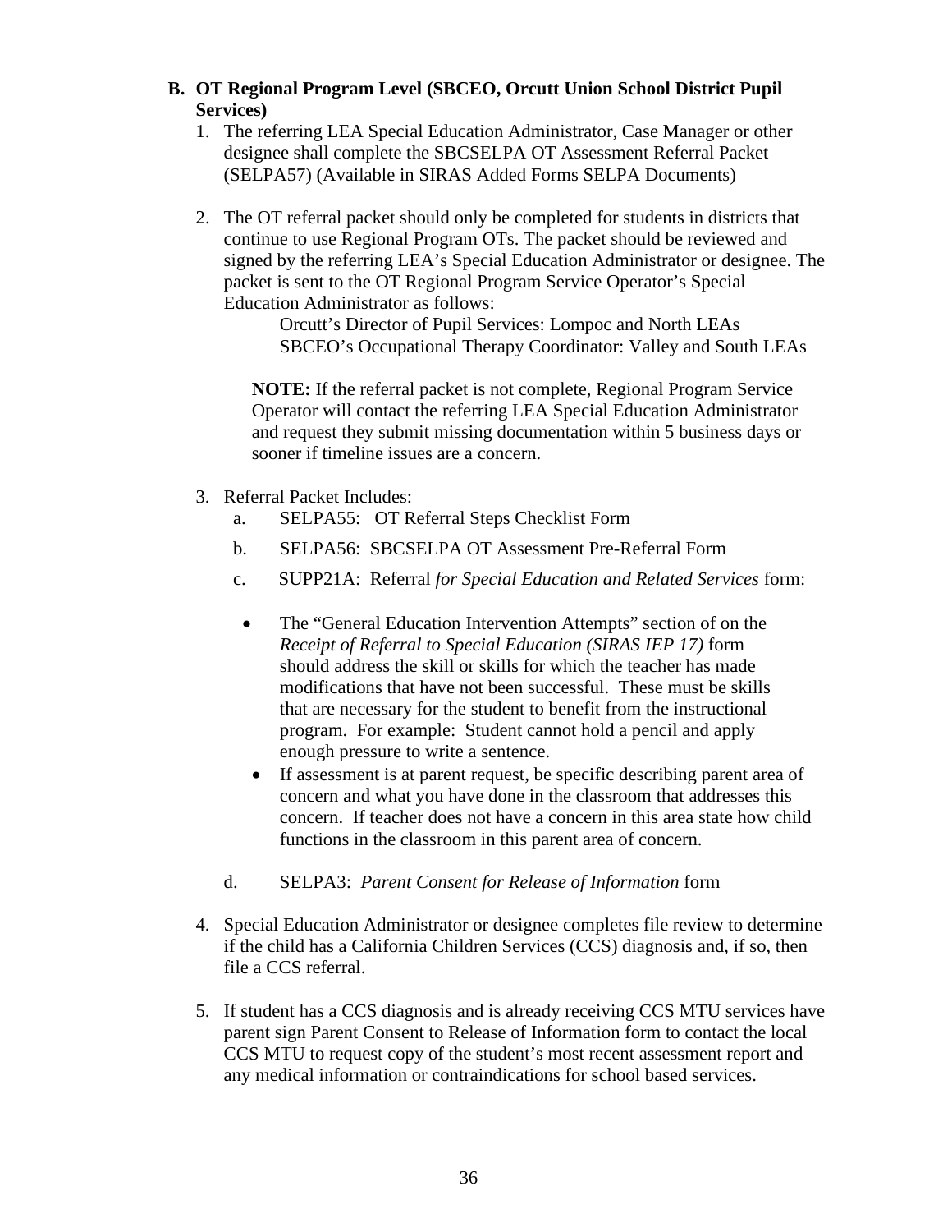## B. OT Regional Program Level (SBCEO, Orcutt Union School District Pupil Services)

1. The referring LEA Special Education Administrator, Case Manager or other designee shall complete the SBCSELPA OT Assessment Referral Packet (SELPA57) (Available in SIRAS Added Forms SELPA Documents)

2. The OT referral packet should only be completed for students in districts that continue to use Regional Program OTs. The packet should be reviewed and signed by the referring LEA's Special Education Administrator or designee. The packet is sent to the OT Regional Program Service Operator's Special Education Administrator as follows:

   Orcutt's Director of Pupil Services: Lompoc and North LEAs
   SBCEO's Occupational Therapy Coordinator: Valley and South LEAs

   **NOTE:** If the referral packet is not complete, Regional Program Service Operator will contact the referring LEA Special Education Administrator and request they submit missing documentation within 5 business days or sooner if timeline issues are a concern.

3. Referral Packet Includes:
   a. SELPA55: OT Referral Steps Checklist Form
   b. SELPA56: SBCSELPA OT Assessment Pre-Referral Form
   c. SUPP21A: Referral *for Special Education and Related Services* form:
      - The "General Education Intervention Attempts" section of on the *Receipt of Referral to Special Education (SIRAS IEP 17)* form should address the skill or skills for which the teacher has made modifications that have not been successful. These must be skills that are necessary for the student to benefit from the instructional program. For example: Student cannot hold a pencil and apply enough pressure to write a sentence.
      - If assessment is at parent request, be specific describing parent area of concern and what you have done in the classroom that addresses this concern. If teacher does not have a concern in this area state how child functions in the classroom in this parent area of concern.
   d. SELPA3: *Parent Consent for Release of Information* form

4. Special Education Administrator or designee completes file review to determine if the child has a California Children Services (CCS) diagnosis and, if so, then file a CCS referral.

5. If student has a CCS diagnosis and is already receiving CCS MTU services have parent sign Parent Consent to Release of Information form to contact the local CCS MTU to request copy of the student's most recent assessment report and any medical information or contraindications for school based services.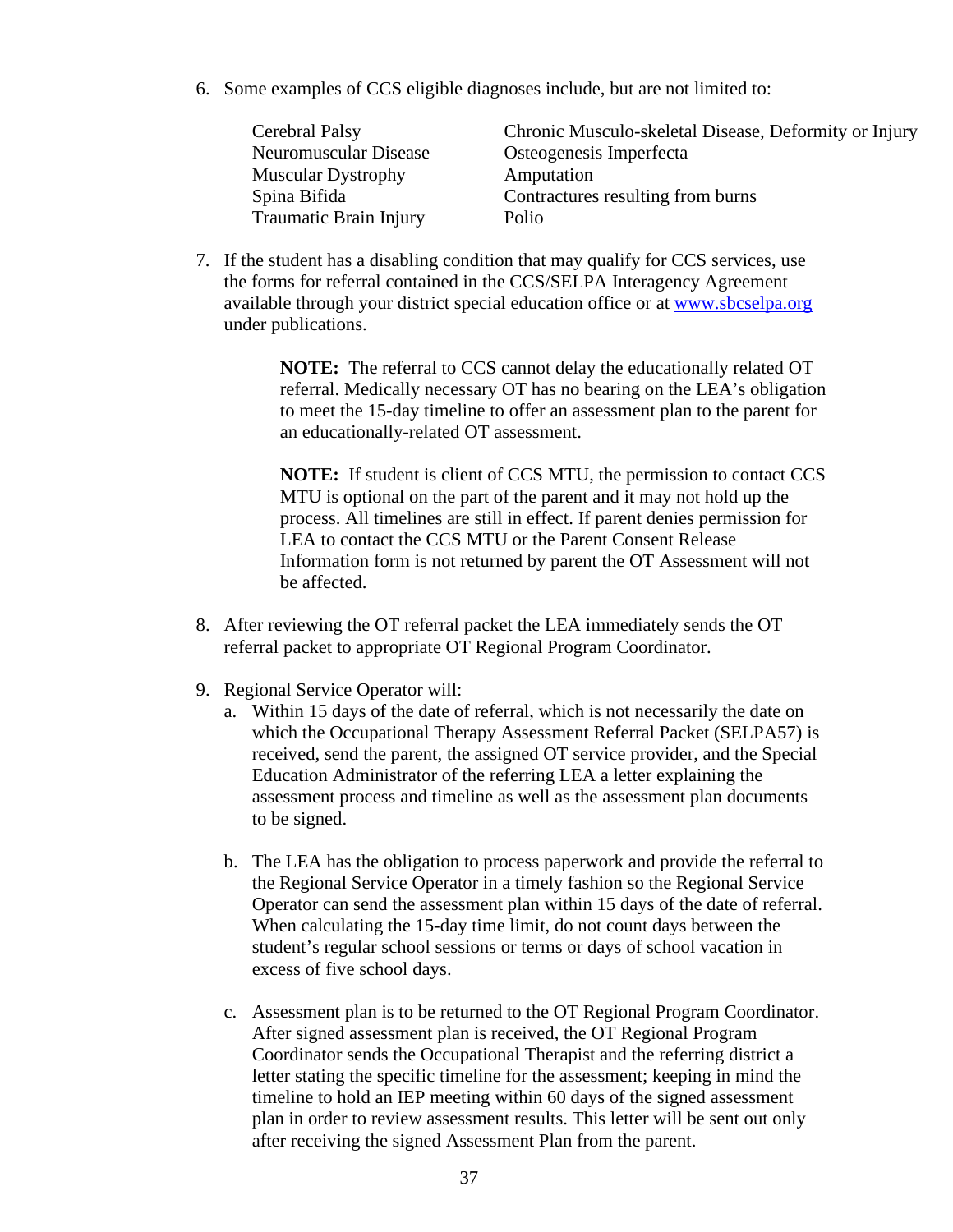6. Some examples of CCS eligible diagnoses include, but are not limited to:

| | |
|---|---|
| Cerebral Palsy | Chronic Musculo-skeletal Disease, Deformity or Injury |
| Neuromuscular Disease | Osteogenesis Imperfecta |
| Muscular Dystrophy | Amputation |
| Spina Bifida | Contractures resulting from burns |
| Traumatic Brain Injury | Polio |

7. If the student has a disabling condition that may qualify for CCS services, use the forms for referral contained in the CCS/SELPA Interagency Agreement available through your district special education office or at www.sbcselpa.org under publications.

   > **NOTE:** The referral to CCS cannot delay the educationally related OT referral. Medically necessary OT has no bearing on the LEA's obligation to meet the 15-day timeline to offer an assessment plan to the parent for an educationally-related OT assessment.

   > **NOTE:** If student is client of CCS MTU, the permission to contact CCS MTU is optional on the part of the parent and it may not hold up the process. All timelines are still in effect. If parent denies permission for LEA to contact the CCS MTU or the Parent Consent Release Information form is not returned by parent the OT Assessment will not be affected.

8. After reviewing the OT referral packet the LEA immediately sends the OT referral packet to appropriate OT Regional Program Coordinator.

9. Regional Service Operator will:
   a. Within 15 days of the date of referral, which is not necessarily the date on which the Occupational Therapy Assessment Referral Packet (SELPA57) is received, send the parent, the assigned OT service provider, and the Special Education Administrator of the referring LEA a letter explaining the assessment process and timeline as well as the assessment plan documents to be signed.

   b. The LEA has the obligation to process paperwork and provide the referral to the Regional Service Operator in a timely fashion so the Regional Service Operator can send the assessment plan within 15 days of the date of referral. When calculating the 15-day time limit, do not count days between the student's regular school sessions or terms or days of school vacation in excess of five school days.

   c. Assessment plan is to be returned to the OT Regional Program Coordinator. After signed assessment plan is received, the OT Regional Program Coordinator sends the Occupational Therapist and the referring district a letter stating the specific timeline for the assessment; keeping in mind the timeline to hold an IEP meeting within 60 days of the signed assessment plan in order to review assessment results. This letter will be sent out only after receiving the signed Assessment Plan from the parent.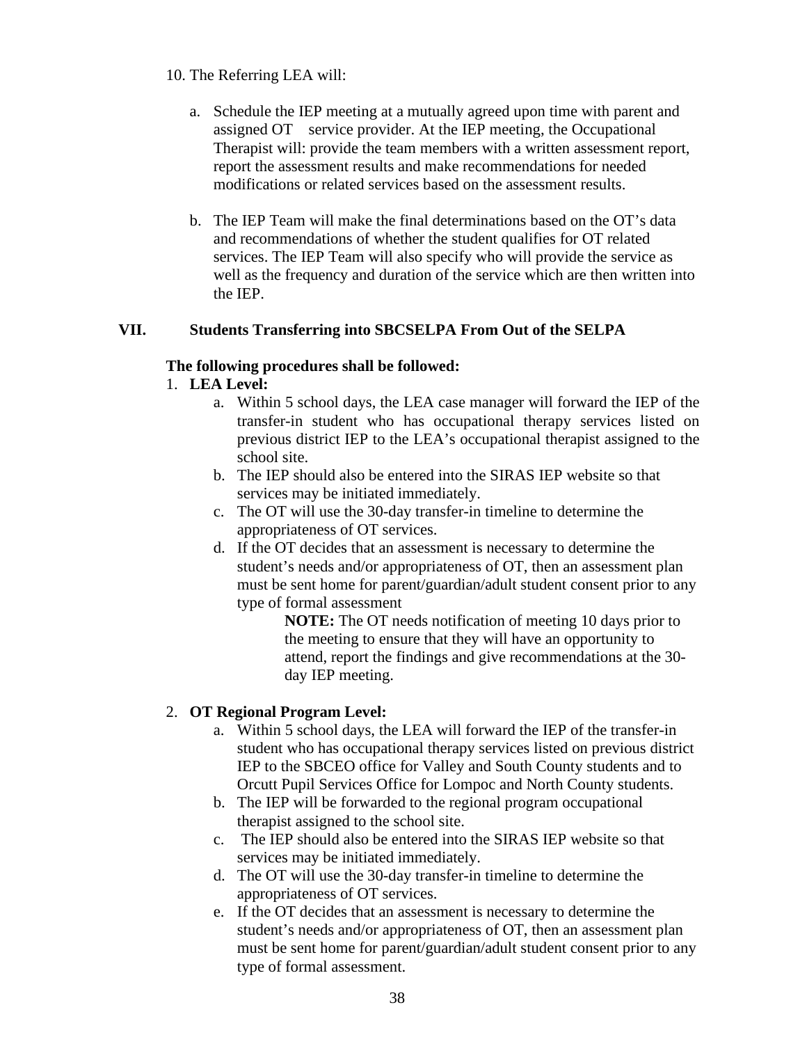10. The Referring LEA will:

   a. Schedule the IEP meeting at a mutually agreed upon time with parent and assigned OT service provider. At the IEP meeting, the Occupational Therapist will: provide the team members with a written assessment report, report the assessment results and make recommendations for needed modifications or related services based on the assessment results.

   b. The IEP Team will make the final determinations based on the OT's data and recommendations of whether the student qualifies for OT related services. The IEP Team will also specify who will provide the service as well as the frequency and duration of the service which are then written into the IEP.

## VII. Students Transferring into SBCSELPA From Out of the SELPA

**The following procedures shall be followed:**

1. **LEA Level:**
   a. Within 5 school days, the LEA case manager will forward the IEP of the transfer-in student who has occupational therapy services listed on previous district IEP to the LEA's occupational therapist assigned to the school site.
   b. The IEP should also be entered into the SIRAS IEP website so that services may be initiated immediately.
   c. The OT will use the 30-day transfer-in timeline to determine the appropriateness of OT services.
   d. If the OT decides that an assessment is necessary to determine the student's needs and/or appropriateness of OT, then an assessment plan must be sent home for parent/guardian/adult student consent prior to any type of formal assessment

      **NOTE:** The OT needs notification of meeting 10 days prior to the meeting to ensure that they will have an opportunity to attend, report the findings and give recommendations at the 30-day IEP meeting.

2. **OT Regional Program Level:**
   a. Within 5 school days, the LEA will forward the IEP of the transfer-in student who has occupational therapy services listed on previous district IEP to the SBCEO office for Valley and South County students and to Orcutt Pupil Services Office for Lompoc and North County students.
   b. The IEP will be forwarded to the regional program occupational therapist assigned to the school site.
   c. The IEP should also be entered into the SIRAS IEP website so that services may be initiated immediately.
   d. The OT will use the 30-day transfer-in timeline to determine the appropriateness of OT services.
   e. If the OT decides that an assessment is necessary to determine the student's needs and/or appropriateness of OT, then an assessment plan must be sent home for parent/guardian/adult student consent prior to any type of formal assessment.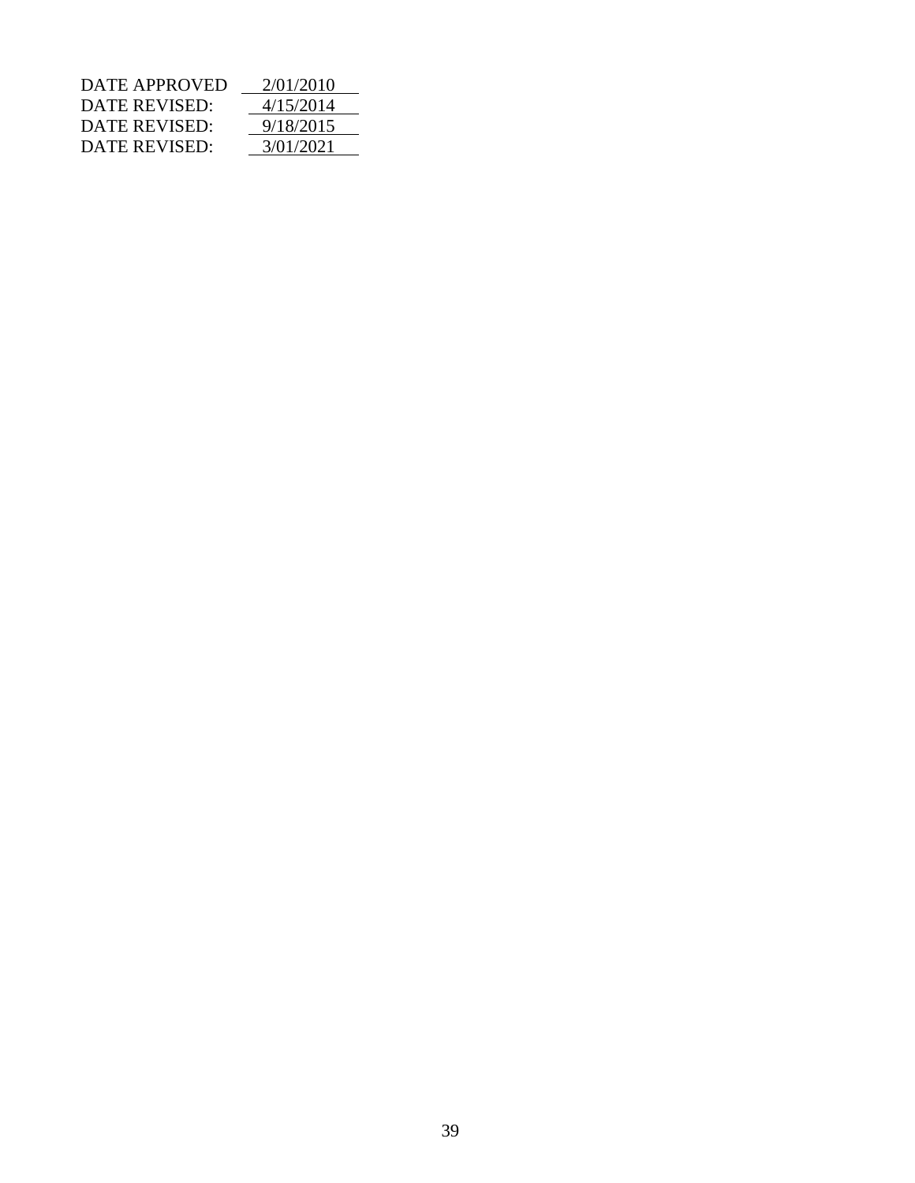| | |
|---|---|
| DATE APPROVED | 2/01/2010 |
| DATE REVISED: | 4/15/2014 |
| DATE REVISED: | 9/18/2015 |
| DATE REVISED: | 3/01/2021 |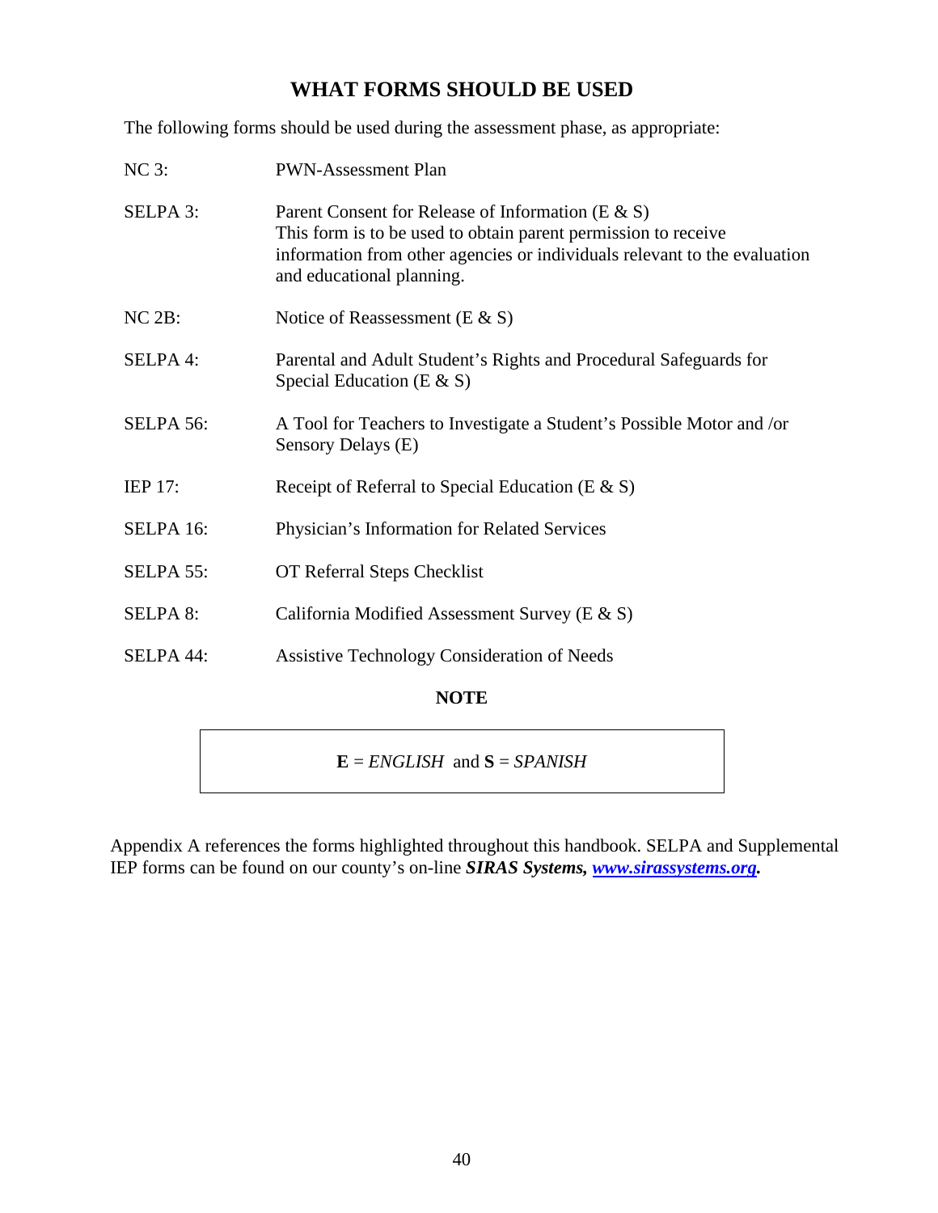# WHAT FORMS SHOULD BE USED

The following forms should be used during the assessment phase, as appropriate:

| | |
|---|---|
| NC 3: | PWN-Assessment Plan |
| SELPA 3: | Parent Consent for Release of Information (E & S) This form is to be used to obtain parent permission to receive information from other agencies or individuals relevant to the evaluation and educational planning. |
| NC 2B: | Notice of Reassessment (E & S) |
| SELPA 4: | Parental and Adult Student's Rights and Procedural Safeguards for Special Education (E & S) |
| SELPA 56: | A Tool for Teachers to Investigate a Student's Possible Motor and /or Sensory Delays (E) |
| IEP 17: | Receipt of Referral to Special Education (E & S) |
| SELPA 16: | Physician's Information for Related Services |
| SELPA 55: | OT Referral Steps Checklist |
| SELPA 8: | California Modified Assessment Survey (E & S) |
| SELPA 44: | Assistive Technology Consideration of Needs |

**NOTE**

**E** = *ENGLISH* and **S** = *SPANISH*

Appendix A references the forms highlighted throughout this handbook. SELPA and Supplemental IEP forms can be found on our county's on-line ***SIRAS Systems, [www.sirassystems.org](http://www.sirassystems.org).***